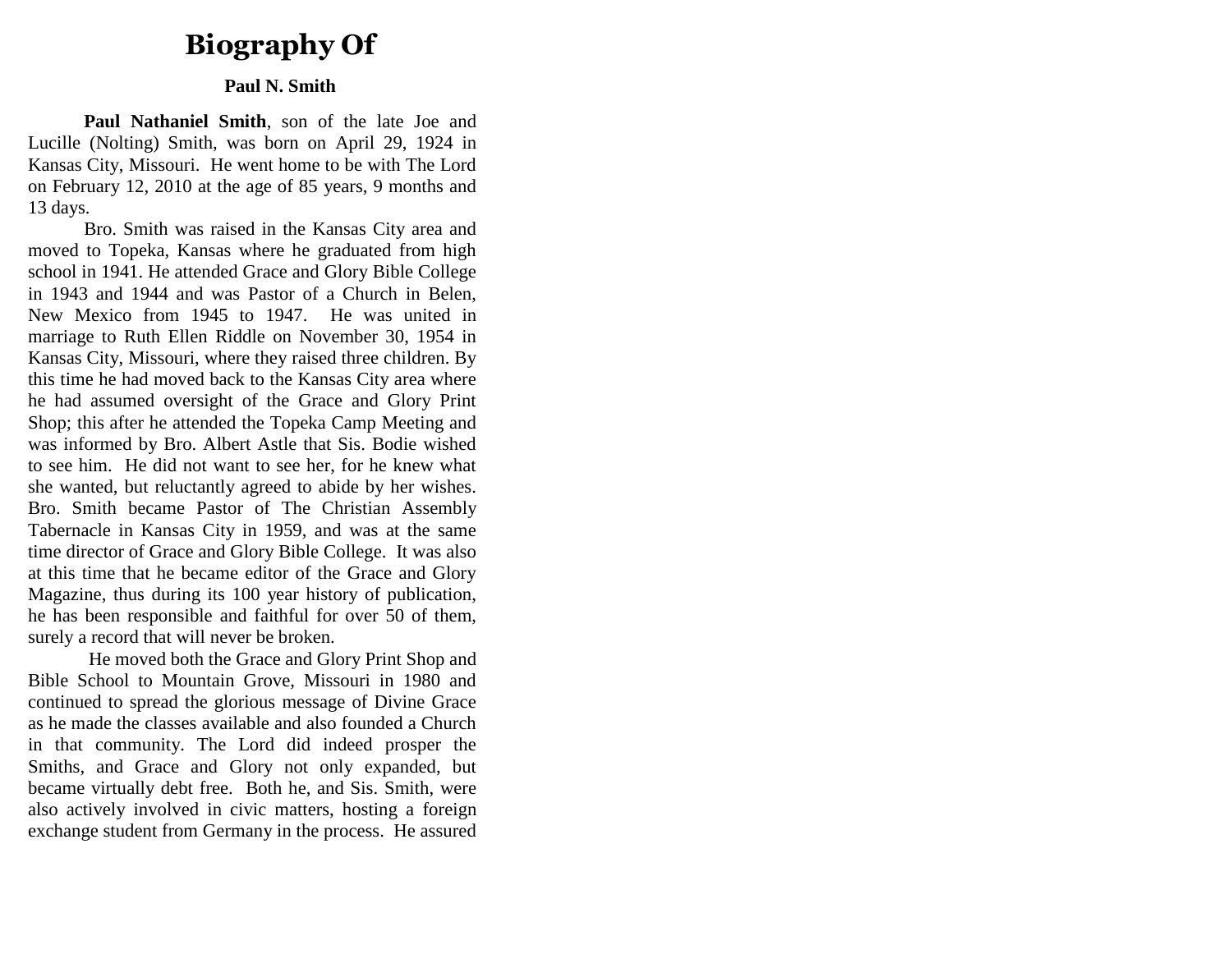# Biography Of

**Paul N. Smith**

**Paul Nathaniel Smith**, son of the late Joe and Lucille (Nolting) Smith, was born on April 29, 1924 in Kansas City, Missouri. He went home to be with The Lord on February 12, 2010 at the age of 85 years, 9 months and 13 days.

Bro. Smith was raised in the Kansas City area and moved to Topeka, Kansas where he graduated from high school in 1941. He attended Grace and Glory Bible College in 1943 and 1944 and was Pastor of a Church in Belen, New Mexico from 1945 to 1947. He was united in marriage to Ruth Ellen Riddle on November 30, 1954 in Kansas City, Missouri, where they raised three children. By this time he had moved back to the Kansas City area where he had assumed oversight of the Grace and Glory Print Shop; this after he attended the Topeka Camp Meeting and was informed by Bro. Albert Astle that Sis. Bodie wished to see him. He did not want to see her, for he knew what she wanted, but reluctantly agreed to abide by her wishes. Bro. Smith became Pastor of The Christian Assembly Tabernacle in Kansas City in 1959, and was at the same time director of Grace and Glory Bible College. It was also at this time that he became editor of the Grace and Glory Magazine, thus during its 100 year history of publication, he has been responsible and faithful for over 50 of them, surely a record that will never be broken.

He moved both the Grace and Glory Print Shop and Bible School to Mountain Grove, Missouri in 1980 and continued to spread the glorious message of Divine Grace as he made the classes available and also founded a Church in that community. The Lord did indeed prosper the Smiths, and Grace and Glory not only expanded, but became virtually debt free. Both he, and Sis. Smith, were also actively involved in civic matters, hosting a foreign exchange student from Germany in the process. He assured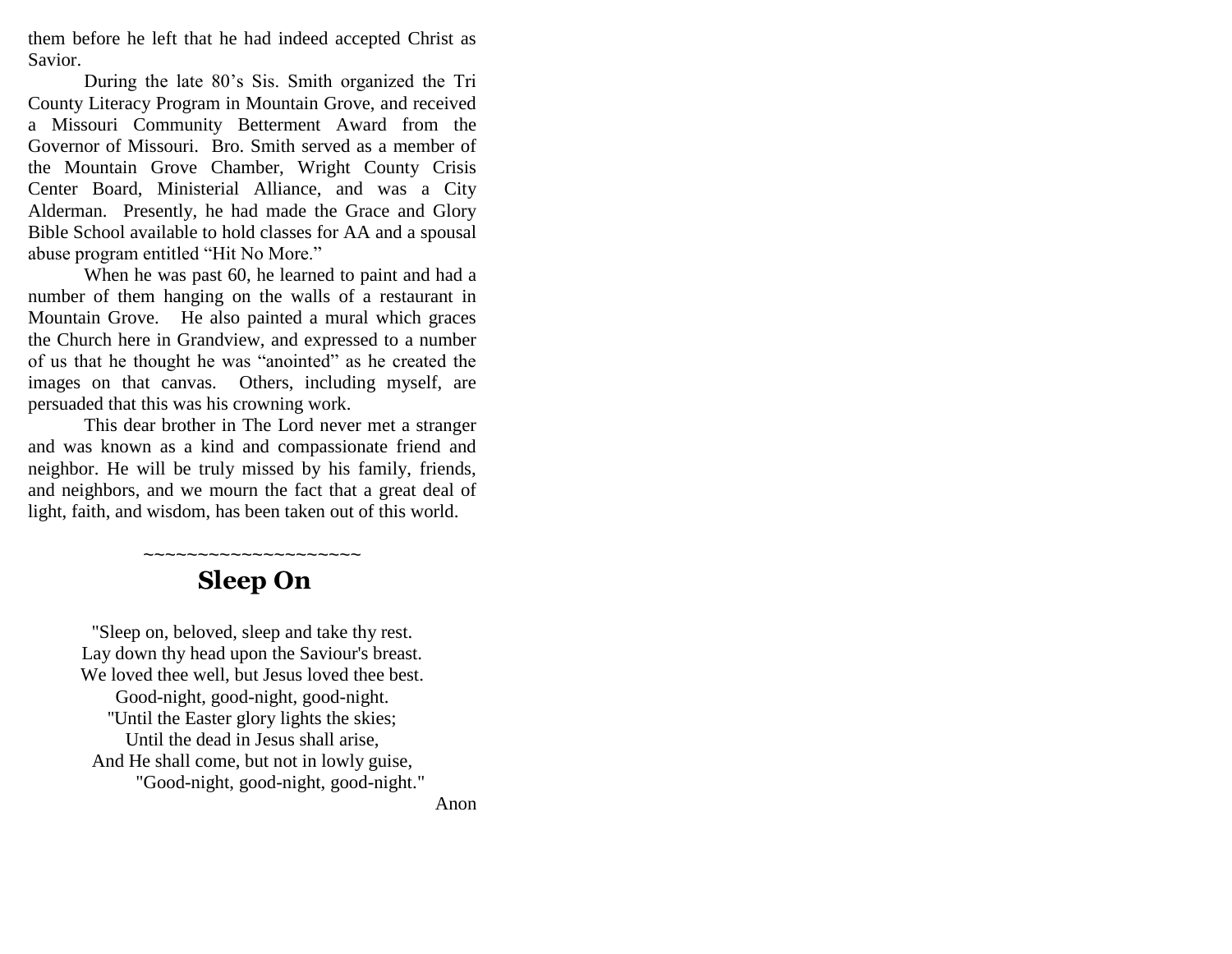them before he left that he had indeed accepted Christ as Savior.

During the late 80's Sis. Smith organized the Tri County Literacy Program in Mountain Grove, and received a Missouri Community Betterment Award from the Governor of Missouri. Bro. Smith served as a member of the Mountain Grove Chamber, Wright County Crisis Center Board, Ministerial Alliance, and was a City Alderman. Presently, he had made the Grace and Glory Bible School available to hold classes for AA and a spousal abuse program entitled "Hit No More."

When he was past 60, he learned to paint and had a number of them hanging on the walls of a restaurant in Mountain Grove. He also painted a mural which graces the Church here in Grandview, and expressed to a number of us that he thought he was "anointed" as he created the images on that canvas. Others, including myself, are persuaded that this was his crowning work.

This dear brother in The Lord never met a stranger and was known as a kind and compassionate friend and neighbor. He will be truly missed by his family, friends, and neighbors, and we mourn the fact that a great deal of light, faith, and wisdom, has been taken out of this world.

~~~~~~~~~~~~~~~~~~~~

## Sleep On

"Sleep on, beloved, sleep and take thy rest.
Lay down thy head upon the Saviour's breast.
We loved thee well, but Jesus loved thee best.
Good-night, good-night, good-night.
"Until the Easter glory lights the skies;
Until the dead in Jesus shall arise,
And He shall come, but not in lowly guise,
"Good-night, good-night, good-night."

Anon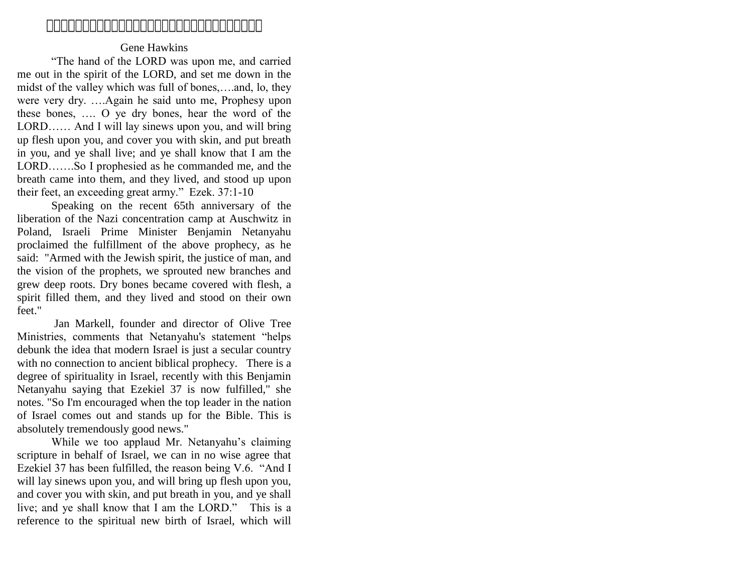Gene Hawkins

“The hand of the LORD was upon me, and carried me out in the spirit of the LORD, and set me down in the midst of the valley which was full of bones,….and, lo, they were very dry. ….Again he said unto me, Prophesy upon these bones, …. O ye dry bones, hear the word of the LORD…… And I will lay sinews upon you, and will bring up flesh upon you, and cover you with skin, and put breath in you, and ye shall live; and ye shall know that I am the LORD…….So I prophesied as he commanded me, and the breath came into them, and they lived, and stood up upon their feet, an exceeding great army.” Ezek. 37:1-10

Speaking on the recent 65th anniversary of the liberation of the Nazi concentration camp at Auschwitz in Poland, Israeli Prime Minister Benjamin Netanyahu proclaimed the fulfillment of the above prophecy, as he said: "Armed with the Jewish spirit, the justice of man, and the vision of the prophets, we sprouted new branches and grew deep roots. Dry bones became covered with flesh, a spirit filled them, and they lived and stood on their own feet."

Jan Markell, founder and director of Olive Tree Ministries, comments that Netanyahu's statement “helps debunk the idea that modern Israel is just a secular country with no connection to ancient biblical prophecy. There is a degree of spirituality in Israel, recently with this Benjamin Netanyahu saying that Ezekiel 37 is now fulfilled," she notes. "So I'm encouraged when the top leader in the nation of Israel comes out and stands up for the Bible. This is absolutely tremendously good news."

While we too applaud Mr. Netanyahu’s claiming scripture in behalf of Israel, we can in no wise agree that Ezekiel 37 has been fulfilled, the reason being V.6. “And I will lay sinews upon you, and will bring up flesh upon you, and cover you with skin, and put breath in you, and ye shall live; and ye shall know that I am the LORD.” This is a reference to the spiritual new birth of Israel, which will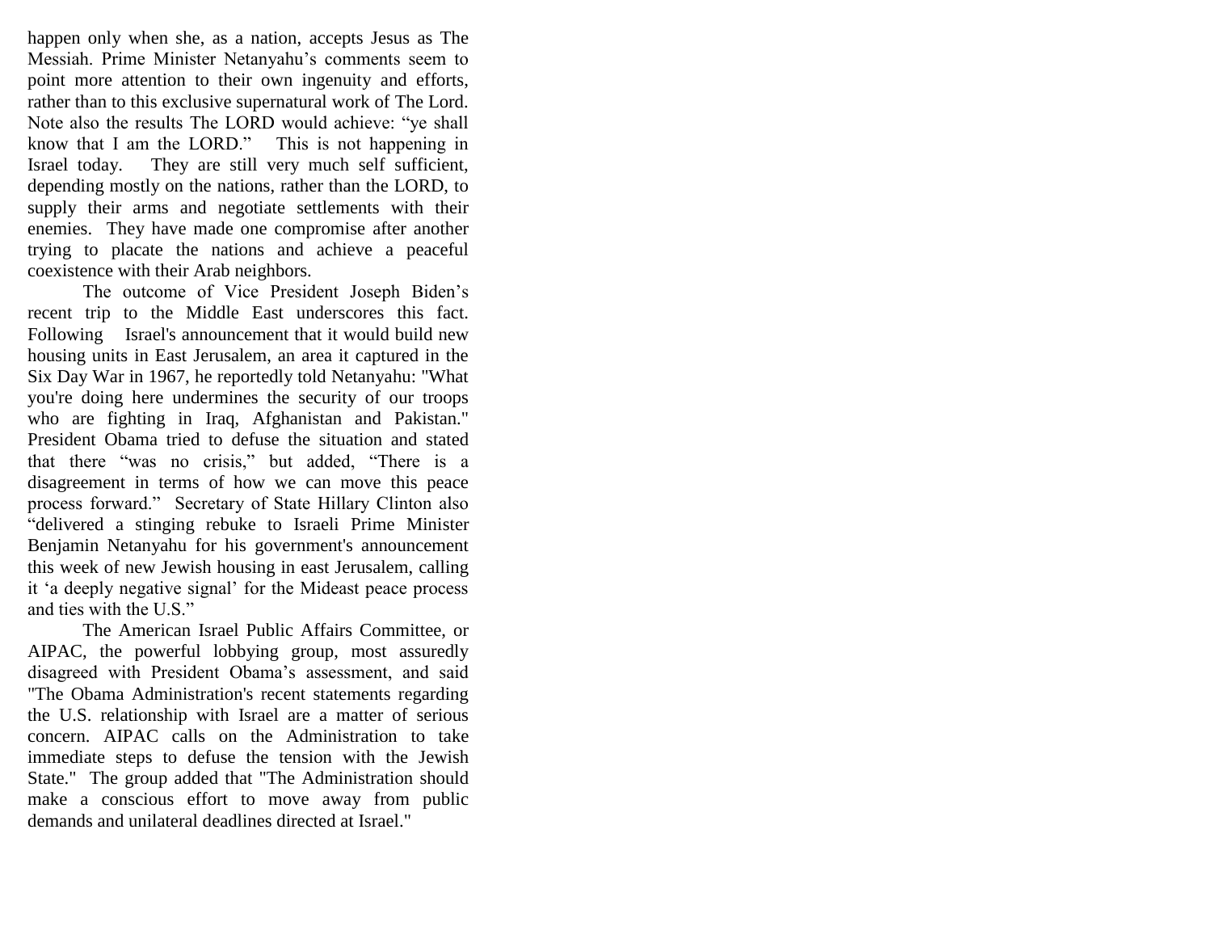happen only when she, as a nation, accepts Jesus as The Messiah. Prime Minister Netanyahu's comments seem to point more attention to their own ingenuity and efforts, rather than to this exclusive supernatural work of The Lord. Note also the results The LORD would achieve: "ye shall know that I am the LORD." This is not happening in Israel today. They are still very much self sufficient, depending mostly on the nations, rather than the LORD, to supply their arms and negotiate settlements with their enemies. They have made one compromise after another trying to placate the nations and achieve a peaceful coexistence with their Arab neighbors.

The outcome of Vice President Joseph Biden's recent trip to the Middle East underscores this fact. Following Israel's announcement that it would build new housing units in East Jerusalem, an area it captured in the Six Day War in 1967, he reportedly told Netanyahu: "What you're doing here undermines the security of our troops who are fighting in Iraq, Afghanistan and Pakistan." President Obama tried to defuse the situation and stated that there "was no crisis," but added, "There is a disagreement in terms of how we can move this peace process forward." Secretary of State Hillary Clinton also "delivered a stinging rebuke to Israeli Prime Minister Benjamin Netanyahu for his government's announcement this week of new Jewish housing in east Jerusalem, calling it 'a deeply negative signal' for the Mideast peace process and ties with the U.S."

The American Israel Public Affairs Committee, or AIPAC, the powerful lobbying group, most assuredly disagreed with President Obama's assessment, and said "The Obama Administration's recent statements regarding the U.S. relationship with Israel are a matter of serious concern. AIPAC calls on the Administration to take immediate steps to defuse the tension with the Jewish State." The group added that "The Administration should make a conscious effort to move away from public demands and unilateral deadlines directed at Israel."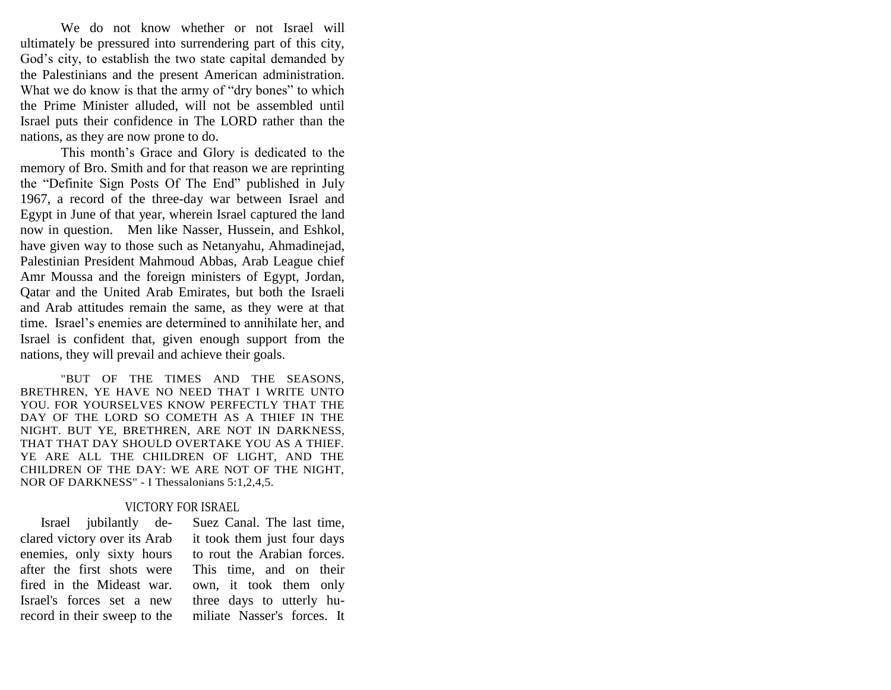We do not know whether or not Israel will ultimately be pressured into surrendering part of this city, God's city, to establish the two state capital demanded by the Palestinians and the present American administration. What we do know is that the army of "dry bones" to which the Prime Minister alluded, will not be assembled until Israel puts their confidence in The LORD rather than the nations, as they are now prone to do.

This month's Grace and Glory is dedicated to the memory of Bro. Smith and for that reason we are reprinting the "Definite Sign Posts Of The End" published in July 1967, a record of the three-day war between Israel and Egypt in June of that year, wherein Israel captured the land now in question. Men like Nasser, Hussein, and Eshkol, have given way to those such as Netanyahu, Ahmadinejad, Palestinian President Mahmoud Abbas, Arab League chief Amr Moussa and the foreign ministers of Egypt, Jordan, Qatar and the United Arab Emirates, but both the Israeli and Arab attitudes remain the same, as they were at that time. Israel's enemies are determined to annihilate her, and Israel is confident that, given enough support from the nations, they will prevail and achieve their goals.

"BUT OF THE TIMES AND THE SEASONS, BRETHREN, YE HAVE NO NEED THAT I WRITE UNTO YOU. FOR YOURSELVES KNOW PERFECTLY THAT THE DAY OF THE LORD SO COMETH AS A THIEF IN THE NIGHT. BUT YE, BRETHREN, ARE NOT IN DARKNESS, THAT THAT DAY SHOULD OVERTAKE YOU AS A THIEF. YE ARE ALL THE CHILDREN OF LIGHT, AND THE CHILDREN OF THE DAY: WE ARE NOT OF THE NIGHT, NOR OF DARKNESS" - I Thessalonians 5:1,2,4,5.

## VICTORY FOR ISRAEL

Israel jubilantly declared victory over its Arab enemies, only sixty hours after the first shots were fired in the Mideast war. Israel's forces set a new record in their sweep to the Suez Canal. The last time, it took them just four days to rout the Arabian forces. This time, and on their own, it took them only three days to utterly humiliate Nasser's forces. It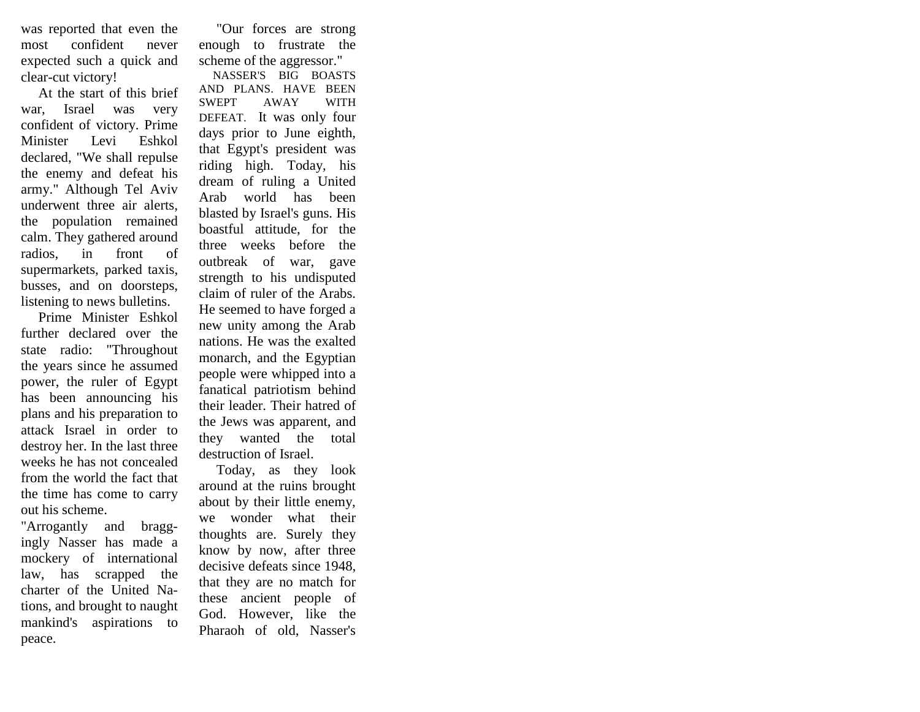was reported that even the most confident never expected such a quick and clear-cut victory!

At the start of this brief war, Israel was very confident of victory. Prime Minister Levi Eshkol declared, "We shall repulse the enemy and defeat his army." Although Tel Aviv underwent three air alerts, the population remained calm. They gathered around radios, in front of supermarkets, parked taxis, busses, and on doorsteps, listening to news bulletins.

Prime Minister Eshkol further declared over the state radio: "Throughout the years since he assumed power, the ruler of Egypt has been announcing his plans and his preparation to attack Israel in order to destroy her. In the last three weeks he has not concealed from the world the fact that the time has come to carry out his scheme.

"Arrogantly and braggingly Nasser has made a mockery of international law, has scrapped the charter of the United Nations, and brought to naught mankind's aspirations to peace.

"Our forces are strong enough to frustrate the scheme of the aggressor."

NASSER'S BIG BOASTS AND PLANS. HAVE BEEN SWEPT AWAY WITH DEFEAT. It was only four days prior to June eighth, that Egypt's president was riding high. Today, his dream of ruling a United Arab world has been blasted by Israel's guns. His boastful attitude, for the three weeks before the outbreak of war, gave strength to his undisputed claim of ruler of the Arabs. He seemed to have forged a new unity among the Arab nations. He was the exalted monarch, and the Egyptian people were whipped into a fanatical patriotism behind their leader. Their hatred of the Jews was apparent, and they wanted the total destruction of Israel.

Today, as they look around at the ruins brought about by their little enemy, we wonder what their thoughts are. Surely they know by now, after three decisive defeats since 1948, that they are no match for these ancient people of God. However, like the Pharaoh of old, Nasser's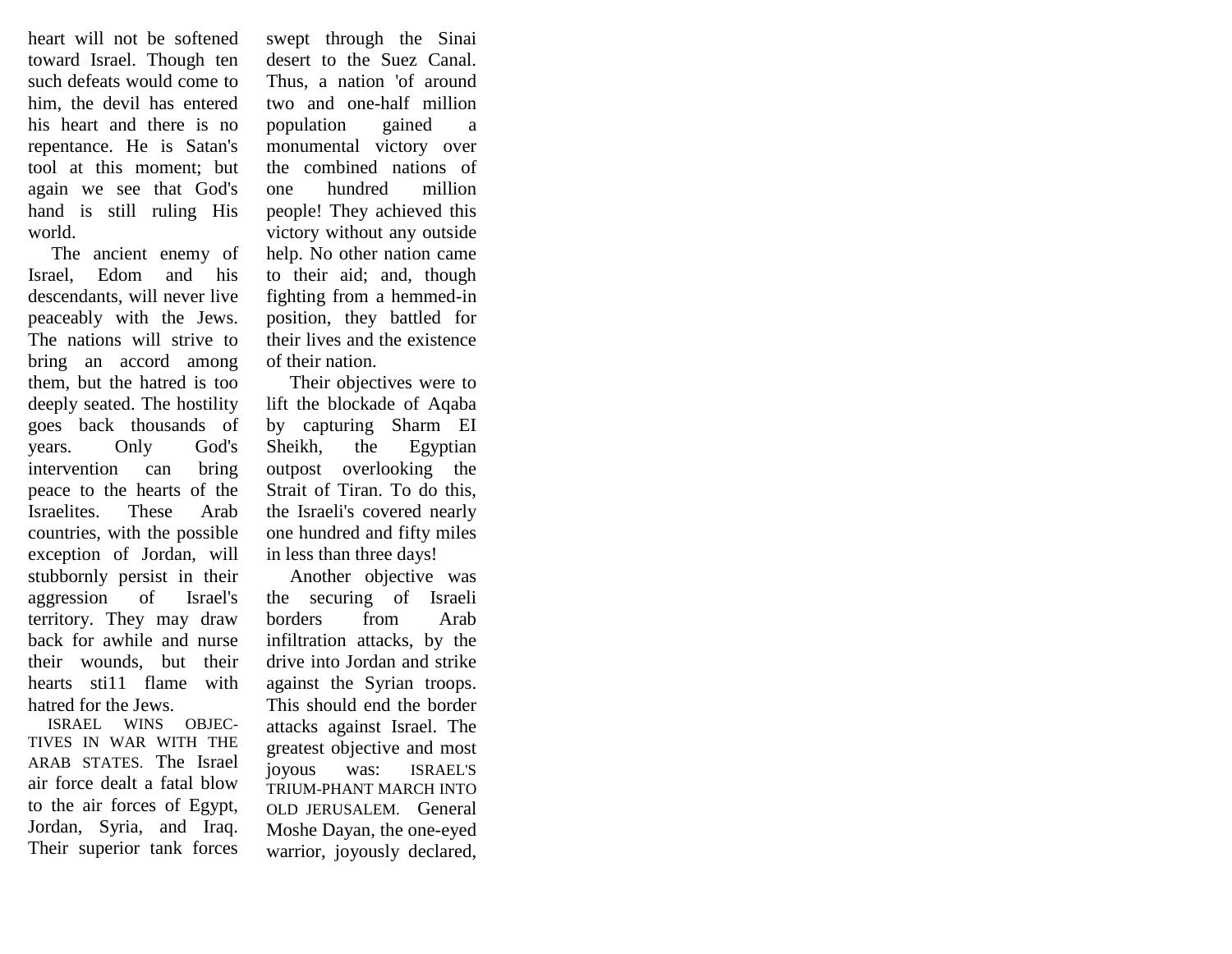heart will not be softened toward Israel. Though ten such defeats would come to him, the devil has entered his heart and there is no repentance. He is Satan's tool at this moment; but again we see that God's hand is still ruling His world.

The ancient enemy of Israel, Edom and his descendants, will never live peaceably with the Jews. The nations will strive to bring an accord among them, but the hatred is too deeply seated. The hostility goes back thousands of years. Only God's intervention can bring peace to the hearts of the Israelites. These Arab countries, with the possible exception of Jordan, will stubbornly persist in their aggression of Israel's territory. They may draw back for awhile and nurse their wounds, but their hearts sti11 flame with hatred for the Jews.

ISRAEL WINS OBJECTIVES IN WAR WITH THE ARAB STATES. The Israel air force dealt a fatal blow to the air forces of Egypt, Jordan, Syria, and Iraq. Their superior tank forces swept through the Sinai desert to the Suez Canal. Thus, a nation 'of around two and one-half million population gained a monumental victory over the combined nations of one hundred million people! They achieved this victory without any outside help. No other nation came to their aid; and, though fighting from a hemmed-in position, they battled for their lives and the existence of their nation.

Their objectives were to lift the blockade of Aqaba by capturing Sharm EI Sheikh, the Egyptian outpost overlooking the Strait of Tiran. To do this, the Israeli's covered nearly one hundred and fifty miles in less than three days!

Another objective was the securing of Israeli borders from Arab infiltration attacks, by the drive into Jordan and strike against the Syrian troops. This should end the border attacks against Israel. The greatest objective and most joyous was: ISRAEL'S TRIUMPHANT MARCH INTO OLD JERUSALEM. General Moshe Dayan, the one-eyed warrior, joyously declared,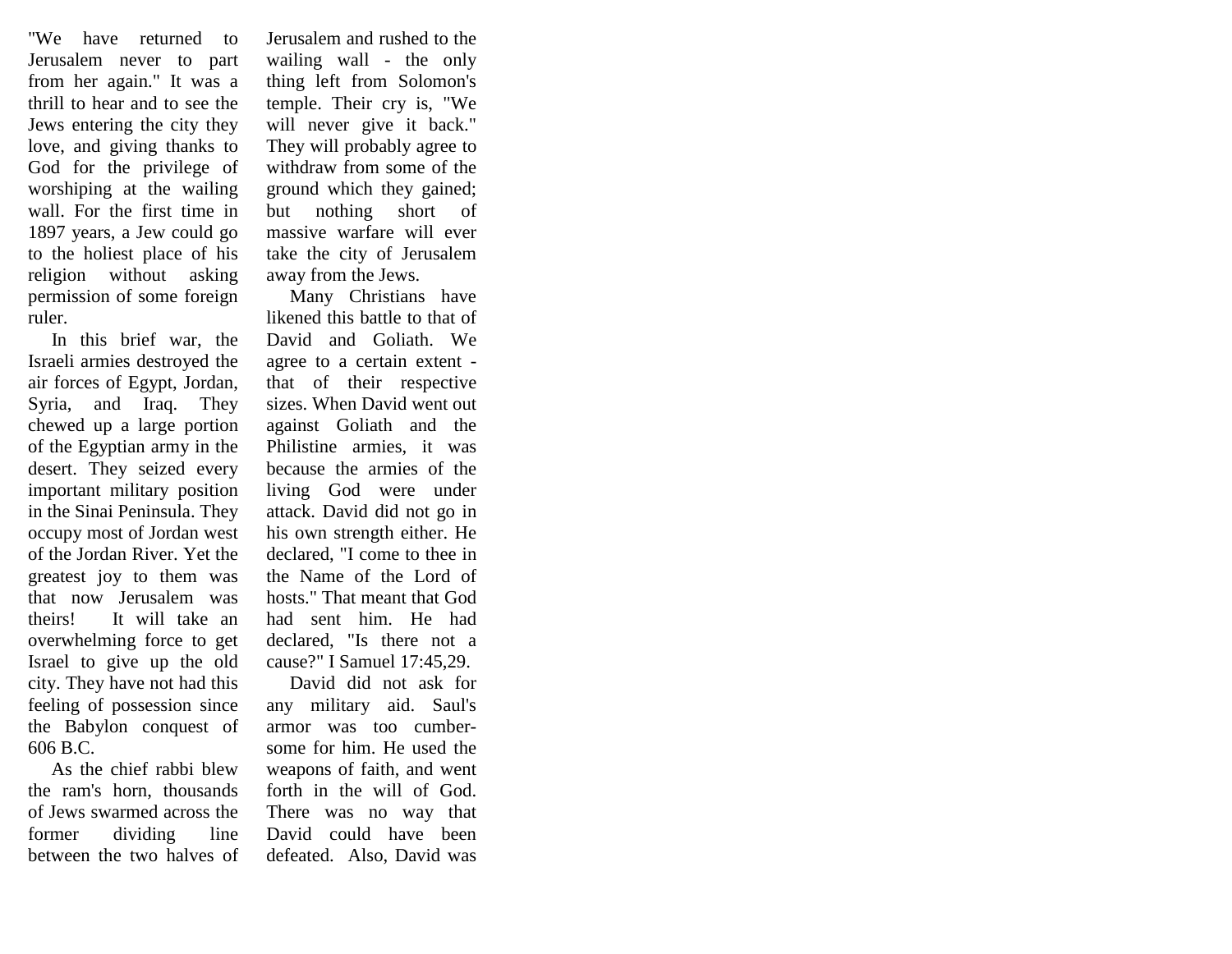"We have returned to Jerusalem never to part from her again." It was a thrill to hear and to see the Jews entering the city they love, and giving thanks to God for the privilege of worshiping at the wailing wall. For the first time in 1897 years, a Jew could go to the holiest place of his religion without asking permission of some foreign ruler.

In this brief war, the Israeli armies destroyed the air forces of Egypt, Jordan, Syria, and Iraq. They chewed up a large portion of the Egyptian army in the desert. They seized every important military position in the Sinai Peninsula. They occupy most of Jordan west of the Jordan River. Yet the greatest joy to them was that now Jerusalem was theirs! It will take an overwhelming force to get Israel to give up the old city. They have not had this feeling of possession since the Babylon conquest of 606 B.C.

As the chief rabbi blew the ram's horn, thousands of Jews swarmed across the former dividing line between the two halves of Jerusalem and rushed to the wailing wall - the only thing left from Solomon's temple. Their cry is, "We will never give it back." They will probably agree to withdraw from some of the ground which they gained; but nothing short of massive warfare will ever take the city of Jerusalem away from the Jews.

Many Christians have likened this battle to that of David and Goliath. We agree to a certain extent - that of their respective sizes. When David went out against Goliath and the Philistine armies, it was because the armies of the living God were under attack. David did not go in his own strength either. He declared, "I come to thee in the Name of the Lord of hosts." That meant that God had sent him. He had declared, "Is there not a cause?" I Samuel 17:45,29.

David did not ask for any military aid. Saul's armor was too cumbersome for him. He used the weapons of faith, and went forth in the will of God. There was no way that David could have been defeated. Also, David was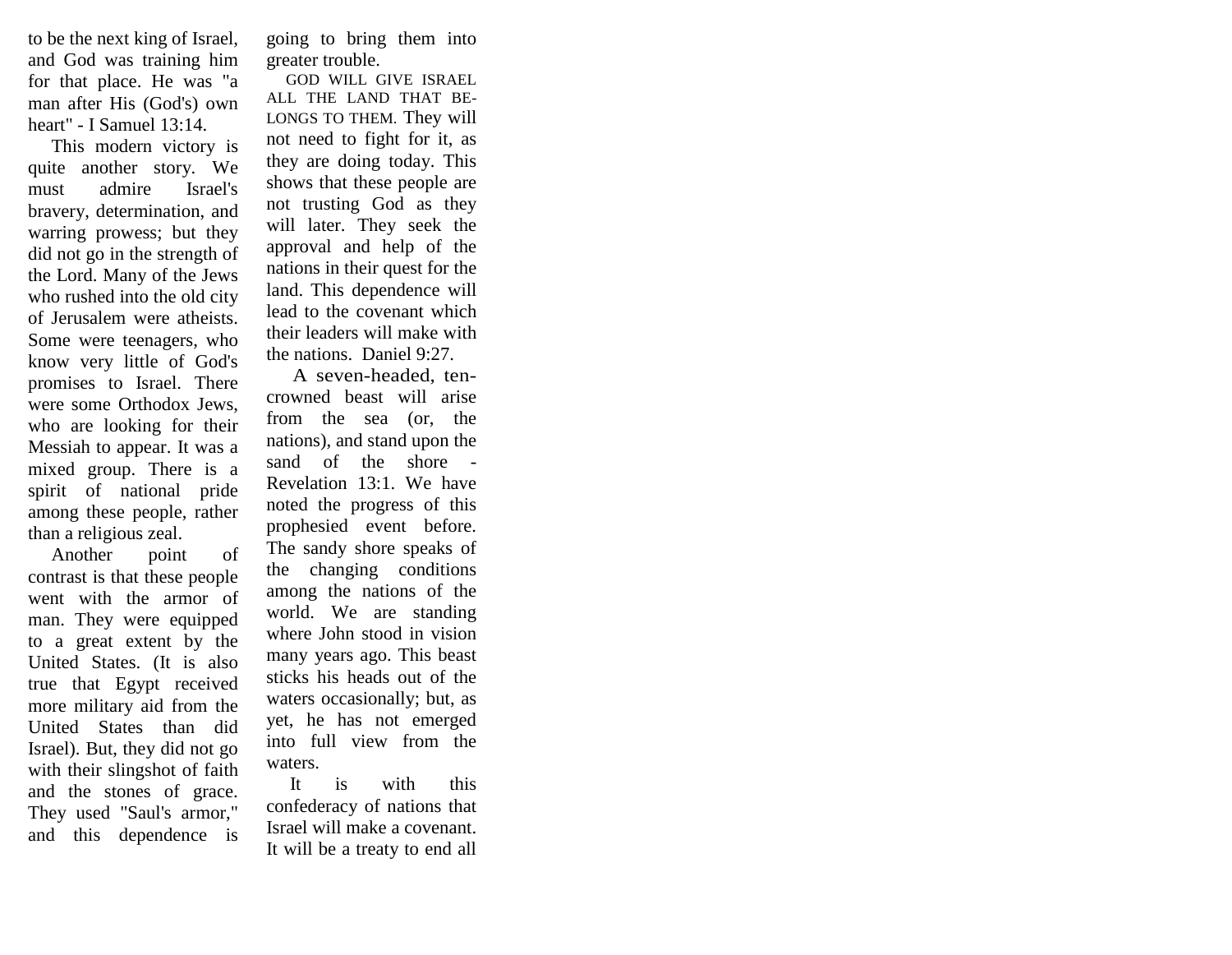to be the next king of Israel, and God was training him for that place. He was "a man after His (God's) own heart" - I Samuel 13:14.

This modern victory is quite another story. We must admire Israel's bravery, determination, and warring prowess; but they did not go in the strength of the Lord. Many of the Jews who rushed into the old city of Jerusalem were atheists. Some were teenagers, who know very little of God's promises to Israel. There were some Orthodox Jews, who are looking for their Messiah to appear. It was a mixed group. There is a spirit of national pride among these people, rather than a religious zeal.

Another point of contrast is that these people went with the armor of man. They were equipped to a great extent by the United States. (It is also true that Egypt received more military aid from the United States than did Israel). But, they did not go with their slingshot of faith and the stones of grace. They used "Saul's armor," and this dependence is going to bring them into greater trouble.

GOD WILL GIVE ISRAEL ALL THE LAND THAT BELONGS TO THEM. They will not need to fight for it, as they are doing today. This shows that these people are not trusting God as they will later. They seek the approval and help of the nations in their quest for the land. This dependence will lead to the covenant which their leaders will make with the nations. Daniel 9:27.

A seven-headed, ten-crowned beast will arise from the sea (or, the nations), and stand upon the sand of the shore - Revelation 13:1. We have noted the progress of this prophesied event before. The sandy shore speaks of the changing conditions among the nations of the world. We are standing where John stood in vision many years ago. This beast sticks his heads out of the waters occasionally; but, as yet, he has not emerged into full view from the waters.

It is with this confederacy of nations that Israel will make a covenant. It will be a treaty to end all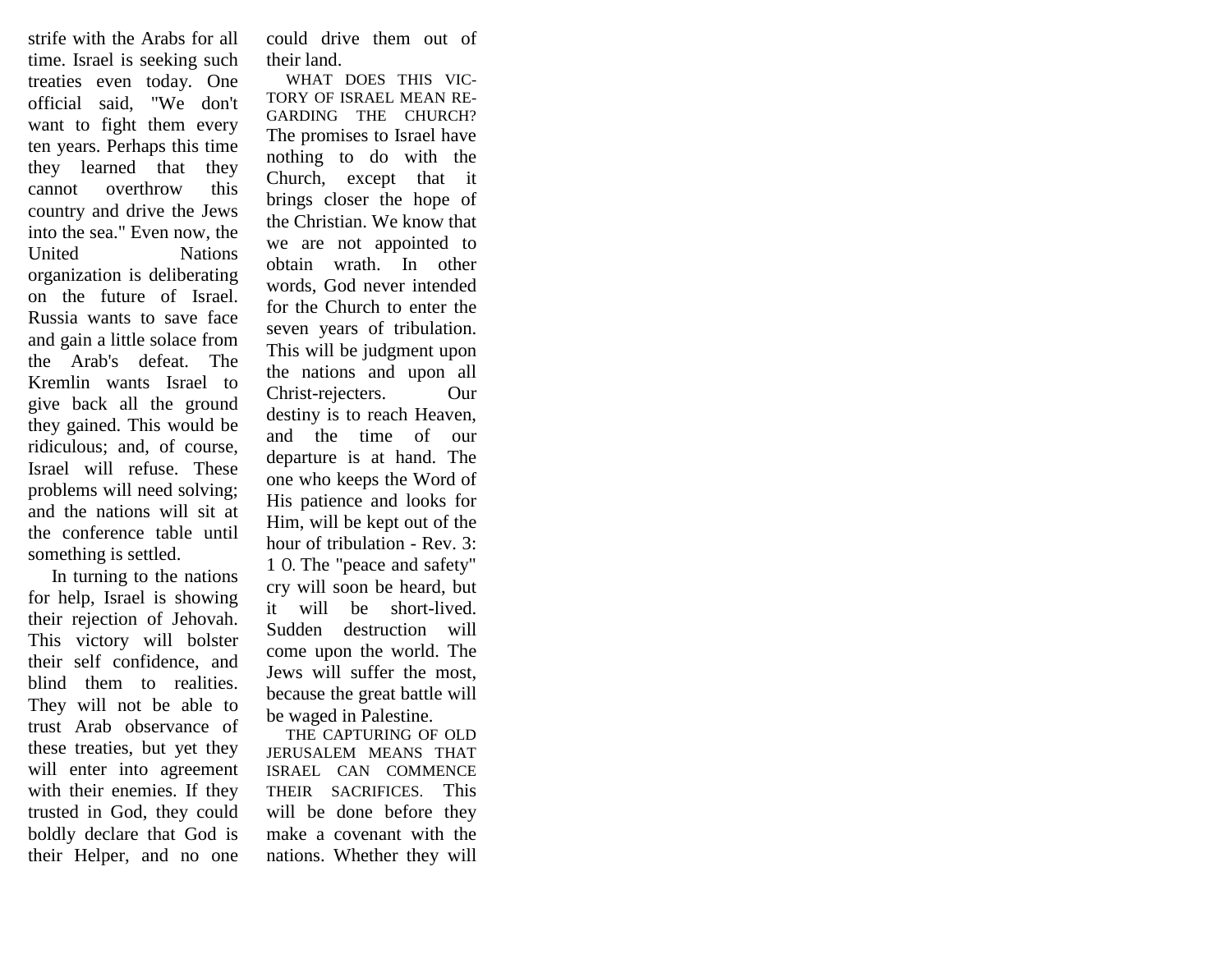strife with the Arabs for all time. Israel is seeking such treaties even today. One official said, "We don't want to fight them every ten years. Perhaps this time they learned that they cannot overthrow this country and drive the Jews into the sea." Even now, the United Nations organization is deliberating on the future of Israel. Russia wants to save face and gain a little solace from the Arab's defeat. The Kremlin wants Israel to give back all the ground they gained. This would be ridiculous; and, of course, Israel will refuse. These problems will need solving; and the nations will sit at the conference table until something is settled.

In turning to the nations for help, Israel is showing their rejection of Jehovah. This victory will bolster their self confidence, and blind them to realities. They will not be able to trust Arab observance of these treaties, but yet they will enter into agreement with their enemies. If they trusted in God, they could boldly declare that God is their Helper, and no one could drive them out of their land.

WHAT DOES THIS VICTORY OF ISRAEL MEAN REGARDING THE CHURCH? The promises to Israel have nothing to do with the Church, except that it brings closer the hope of the Christian. We know that we are not appointed to obtain wrath. In other words, God never intended for the Church to enter the seven years of tribulation. This will be judgment upon the nations and upon all Christ-rejecters. Our destiny is to reach Heaven, and the time of our departure is at hand. The one who keeps the Word of His patience and looks for Him, will be kept out of the hour of tribulation - Rev. 3: 10. The "peace and safety" cry will soon be heard, but it will be short-lived. Sudden destruction will come upon the world. The Jews will suffer the most, because the great battle will be waged in Palestine.

THE CAPTURING OF OLD JERUSALEM MEANS THAT ISRAEL CAN COMMENCE THEIR SACRIFICES. This will be done before they make a covenant with the nations. Whether they will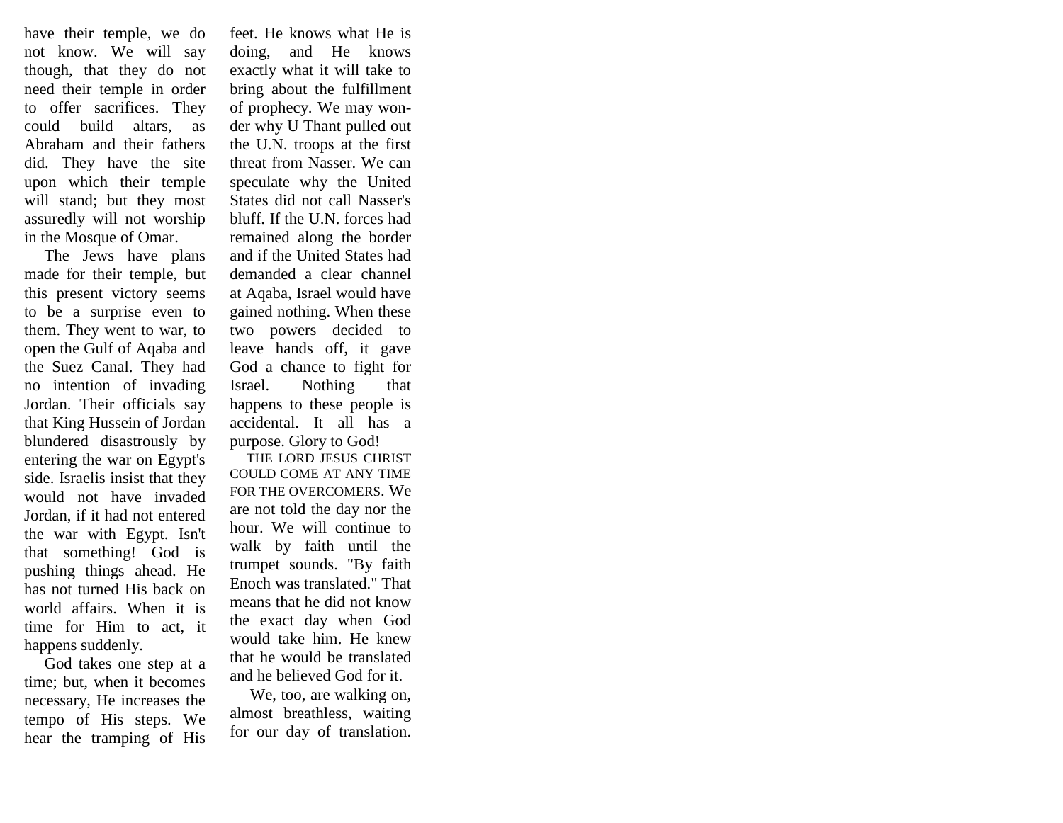have their temple, we do not know. We will say though, that they do not need their temple in order to offer sacrifices. They could build altars, as Abraham and their fathers did. They have the site upon which their temple will stand; but they most assuredly will not worship in the Mosque of Omar.

The Jews have plans made for their temple, but this present victory seems to be a surprise even to them. They went to war, to open the Gulf of Aqaba and the Suez Canal. They had no intention of invading Jordan. Their officials say that King Hussein of Jordan blundered disastrously by entering the war on Egypt's side. Israelis insist that they would not have invaded Jordan, if it had not entered the war with Egypt. Isn't that something! God is pushing things ahead. He has not turned His back on world affairs. When it is time for Him to act, it happens suddenly.

God takes one step at a time; but, when it becomes necessary, He increases the tempo of His steps. We hear the tramping of His feet. He knows what He is doing, and He knows exactly what it will take to bring about the fulfillment of prophecy. We may wonder why U Thant pulled out the U.N. troops at the first threat from Nasser. We can speculate why the United States did not call Nasser's bluff. If the U.N. forces had remained along the border and if the United States had demanded a clear channel at Aqaba, Israel would have gained nothing. When these two powers decided to leave hands off, it gave God a chance to fight for Israel. Nothing that happens to these people is accidental. It all has a purpose. Glory to God!

THE LORD JESUS CHRIST COULD COME AT ANY TIME FOR THE OVERCOMERS. We are not told the day nor the hour. We will continue to walk by faith until the trumpet sounds. "By faith Enoch was translated." That means that he did not know the exact day when God would take him. He knew that he would be translated and he believed God for it.

We, too, are walking on, almost breathless, waiting for our day of translation.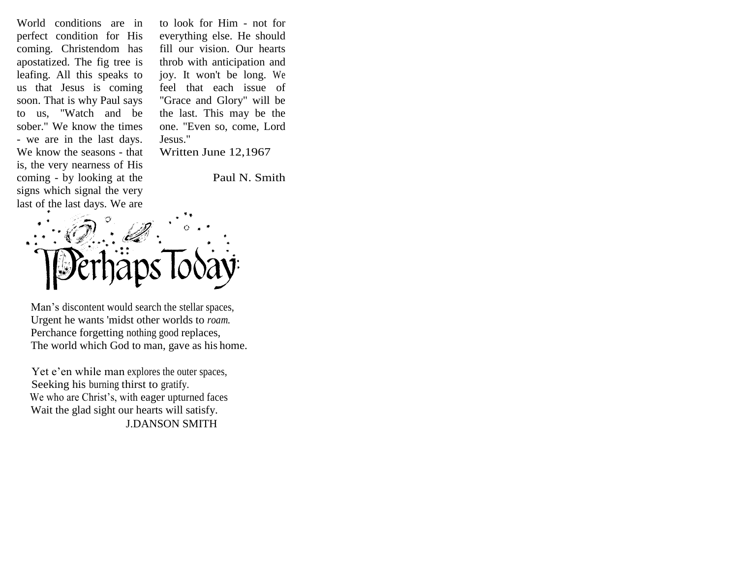World conditions are in perfect condition for His coming. Christendom has apostatized. The fig tree is leafing. All this speaks to us that Jesus is coming soon. That is why Paul says to us, "Watch and be sober." We know the times - we are in the last days. We know the seasons - that is, the very nearness of His coming - by looking at the signs which signal the very last of the last days. We are to look for Him - not for everything else. He should fill our vision. Our hearts throb with anticipation and joy. It won't be long. We feel that each issue of "Grace and Glory" will be the last. This may be the one. "Even so, come, Lord Jesus."

Written June 12,1967

Paul N. Smith

# Perhaps Today

Man's discontent would search the stellar spaces,
Urgent he wants 'midst other worlds to *roam.*
Perchance forgetting nothing good replaces,
The world which God to man, gave as his home.

Yet e'en while man explores the outer spaces,
Seeking his burning thirst to gratify.
We who are Christ's, with eager upturned faces
Wait the glad sight our hearts will satisfy.

J.DANSON SMITH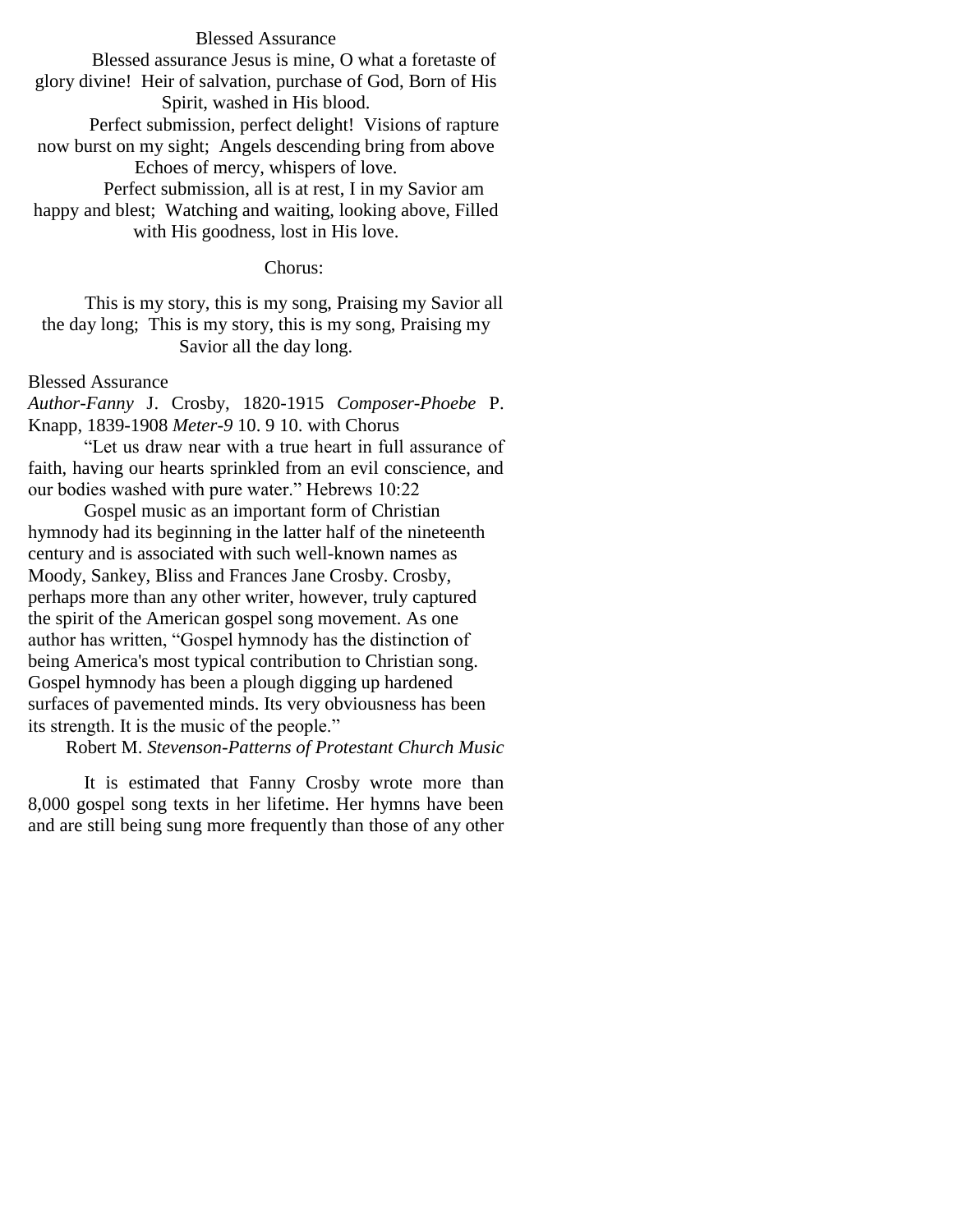# Blessed Assurance

Blessed assurance Jesus is mine, O what a foretaste of glory divine! Heir of salvation, purchase of God, Born of His Spirit, washed in His blood.

Perfect submission, perfect delight! Visions of rapture now burst on my sight; Angels descending bring from above Echoes of mercy, whispers of love.

Perfect submission, all is at rest, I in my Savior am happy and blest; Watching and waiting, looking above, Filled with His goodness, lost in His love.

Chorus:

This is my story, this is my song, Praising my Savior all the day long; This is my story, this is my song, Praising my Savior all the day long.

Blessed Assurance

*Author-Fanny* J. Crosby, 1820-1915 *Composer-Phoebe* P. Knapp, 1839-1908 *Meter-9* 10. 9 10. with Chorus

"Let us draw near with a true heart in full assurance of faith, having our hearts sprinkled from an evil conscience, and our bodies washed with pure water." Hebrews 10:22

Gospel music as an important form of Christian hymnody had its beginning in the latter half of the nineteenth century and is associated with such well-known names as Moody, Sankey, Bliss and Frances Jane Crosby. Crosby, perhaps more than any other writer, however, truly captured the spirit of the American gospel song movement. As one author has written, "Gospel hymnody has the distinction of being America's most typical contribution to Christian song. Gospel hymnody has been a plough digging up hardened surfaces of pavemented minds. Its very obviousness has been its strength. It is the music of the people."

Robert M. *Stevenson-Patterns of Protestant Church Music*

It is estimated that Fanny Crosby wrote more than 8,000 gospel song texts in her lifetime. Her hymns have been and are still being sung more frequently than those of any other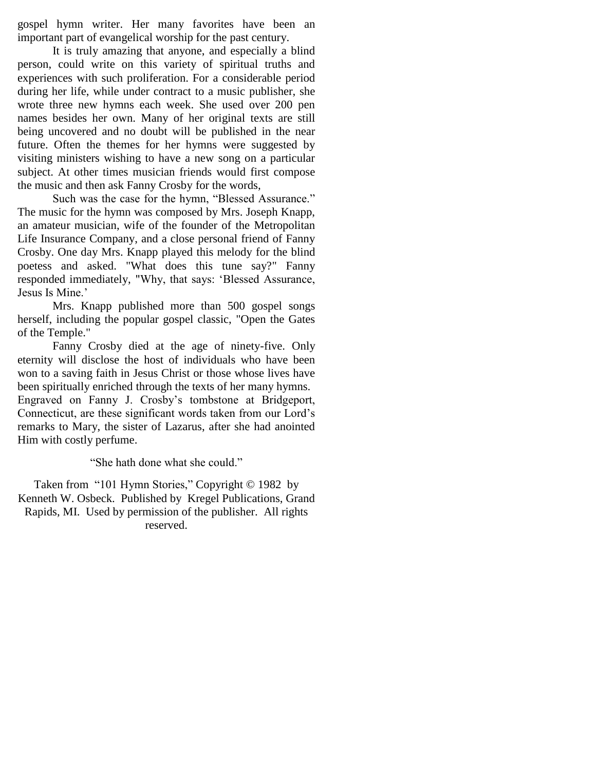gospel hymn writer. Her many favorites have been an important part of evangelical worship for the past century.

It is truly amazing that anyone, and especially a blind person, could write on this variety of spiritual truths and experiences with such proliferation. For a considerable period during her life, while under contract to a music publisher, she wrote three new hymns each week. She used over 200 pen names besides her own. Many of her original texts are still being uncovered and no doubt will be published in the near future. Often the themes for her hymns were suggested by visiting ministers wishing to have a new song on a particular subject. At other times musician friends would first compose the music and then ask Fanny Crosby for the words,

Such was the case for the hymn, "Blessed Assurance." The music for the hymn was composed by Mrs. Joseph Knapp, an amateur musician, wife of the founder of the Metropolitan Life Insurance Company, and a close personal friend of Fanny Crosby. One day Mrs. Knapp played this melody for the blind poetess and asked. "What does this tune say?" Fanny responded immediately, "Why, that says: 'Blessed Assurance, Jesus Is Mine.'

Mrs. Knapp published more than 500 gospel songs herself, including the popular gospel classic, "Open the Gates of the Temple."

Fanny Crosby died at the age of ninety-five. Only eternity will disclose the host of individuals who have been won to a saving faith in Jesus Christ or those whose lives have been spiritually enriched through the texts of her many hymns. Engraved on Fanny J. Crosby's tombstone at Bridgeport, Connecticut, are these significant words taken from our Lord's remarks to Mary, the sister of Lazarus, after she had anointed Him with costly perfume.

"She hath done what she could."

Taken from "101 Hymn Stories," Copyright © 1982 by Kenneth W. Osbeck. Published by Kregel Publications, Grand Rapids, MI. Used by permission of the publisher. All rights reserved.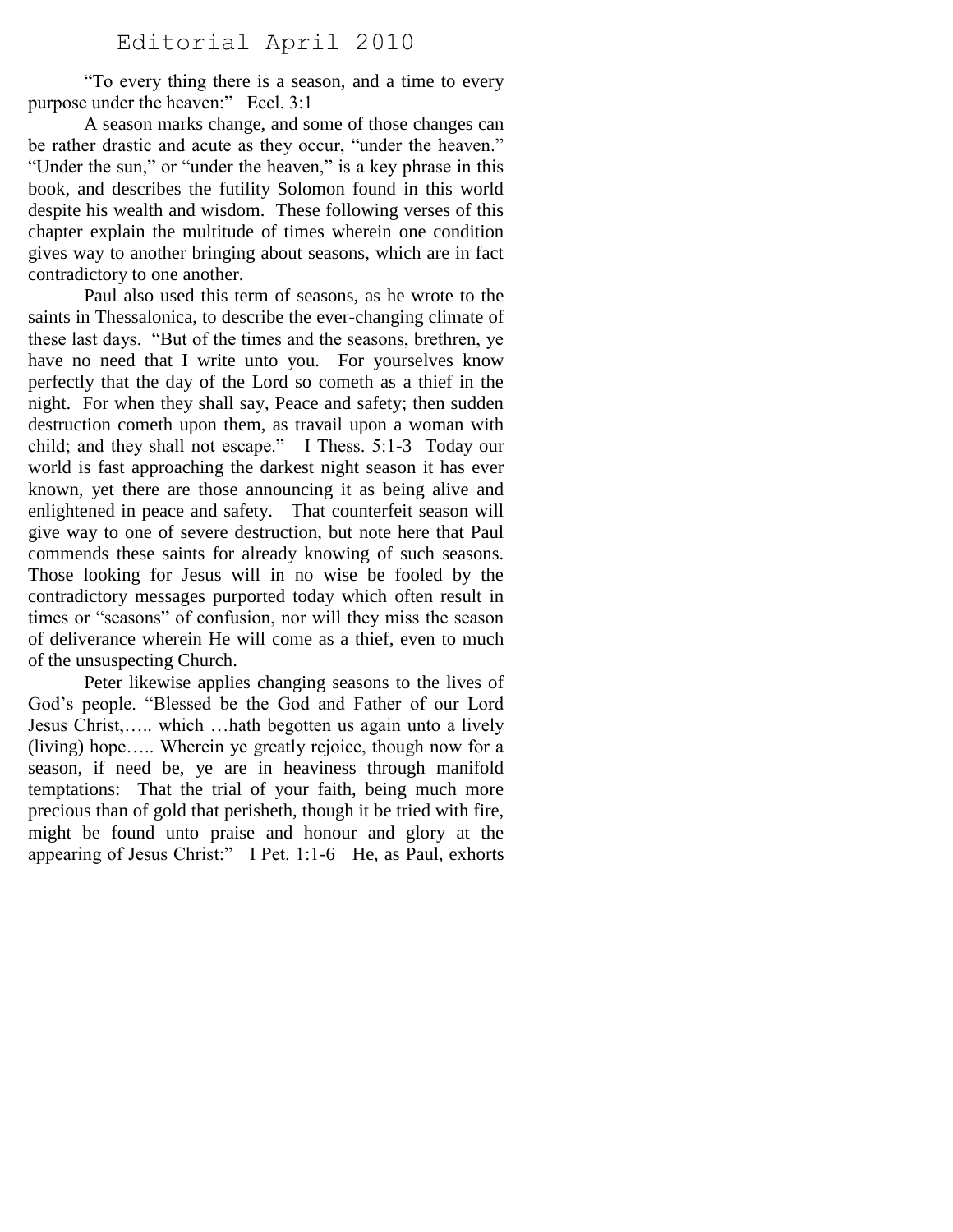# Editorial April 2010

"To every thing there is a season, and a time to every purpose under the heaven:" Eccl. 3:1

A season marks change, and some of those changes can be rather drastic and acute as they occur, "under the heaven." "Under the sun," or "under the heaven," is a key phrase in this book, and describes the futility Solomon found in this world despite his wealth and wisdom. These following verses of this chapter explain the multitude of times wherein one condition gives way to another bringing about seasons, which are in fact contradictory to one another.

Paul also used this term of seasons, as he wrote to the saints in Thessalonica, to describe the ever-changing climate of these last days. "But of the times and the seasons, brethren, ye have no need that I write unto you. For yourselves know perfectly that the day of the Lord so cometh as a thief in the night. For when they shall say, Peace and safety; then sudden destruction cometh upon them, as travail upon a woman with child; and they shall not escape." I Thess. 5:1-3 Today our world is fast approaching the darkest night season it has ever known, yet there are those announcing it as being alive and enlightened in peace and safety. That counterfeit season will give way to one of severe destruction, but note here that Paul commends these saints for already knowing of such seasons. Those looking for Jesus will in no wise be fooled by the contradictory messages purported today which often result in times or "seasons" of confusion, nor will they miss the season of deliverance wherein He will come as a thief, even to much of the unsuspecting Church.

Peter likewise applies changing seasons to the lives of God's people. "Blessed be the God and Father of our Lord Jesus Christ,….. which …hath begotten us again unto a lively (living) hope….. Wherein ye greatly rejoice, though now for a season, if need be, ye are in heaviness through manifold temptations: That the trial of your faith, being much more precious than of gold that perisheth, though it be tried with fire, might be found unto praise and honour and glory at the appearing of Jesus Christ:" I Pet. 1:1-6 He, as Paul, exhorts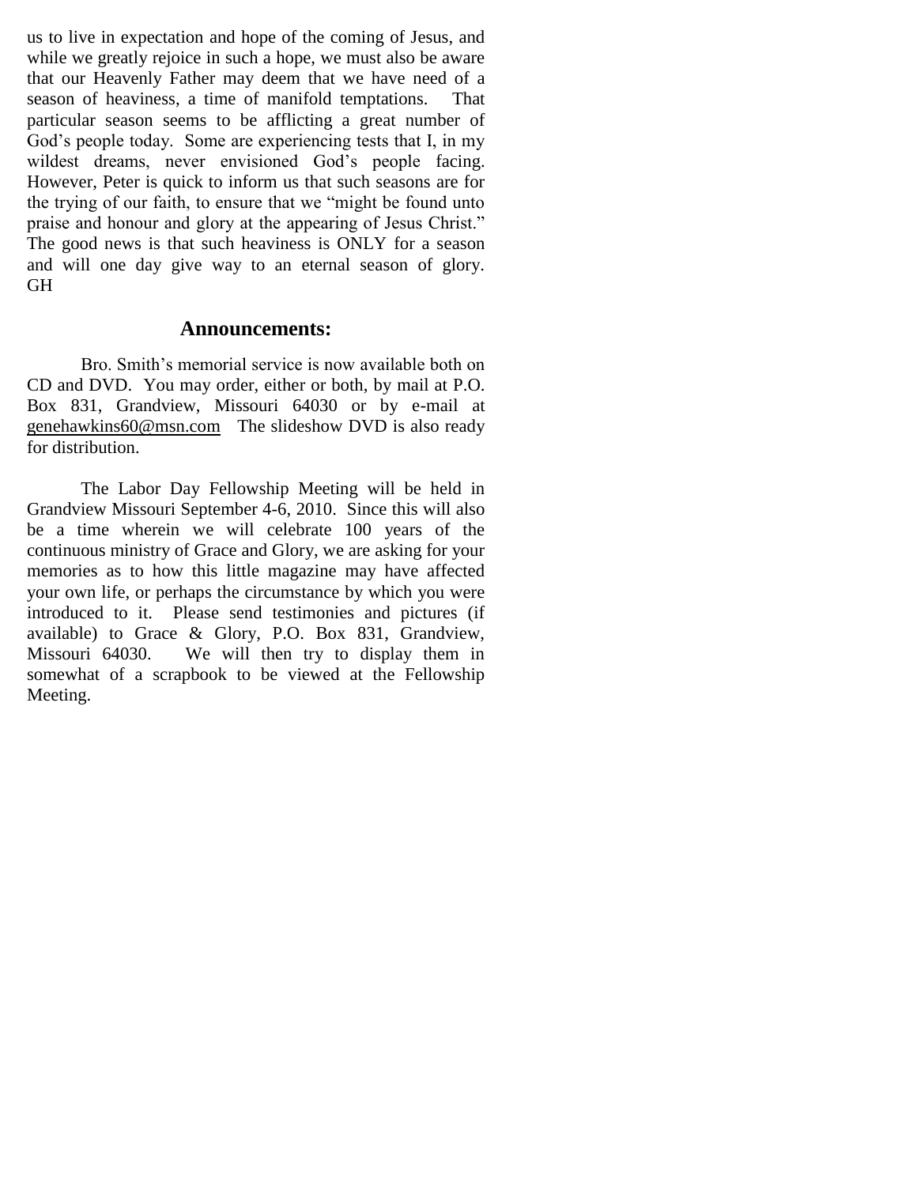us to live in expectation and hope of the coming of Jesus, and while we greatly rejoice in such a hope, we must also be aware that our Heavenly Father may deem that we have need of a season of heaviness, a time of manifold temptations. That particular season seems to be afflicting a great number of God's people today. Some are experiencing tests that I, in my wildest dreams, never envisioned God's people facing. However, Peter is quick to inform us that such seasons are for the trying of our faith, to ensure that we "might be found unto praise and honour and glory at the appearing of Jesus Christ." The good news is that such heaviness is ONLY for a season and will one day give way to an eternal season of glory. GH

## Announcements:

Bro. Smith's memorial service is now available both on CD and DVD. You may order, either or both, by mail at P.O. Box 831, Grandview, Missouri 64030 or by e-mail at genehawkins60@msn.com The slideshow DVD is also ready for distribution.

The Labor Day Fellowship Meeting will be held in Grandview Missouri September 4-6, 2010. Since this will also be a time wherein we will celebrate 100 years of the continuous ministry of Grace and Glory, we are asking for your memories as to how this little magazine may have affected your own life, or perhaps the circumstance by which you were introduced to it. Please send testimonies and pictures (if available) to Grace & Glory, P.O. Box 831, Grandview, Missouri 64030. We will then try to display them in somewhat of a scrapbook to be viewed at the Fellowship Meeting.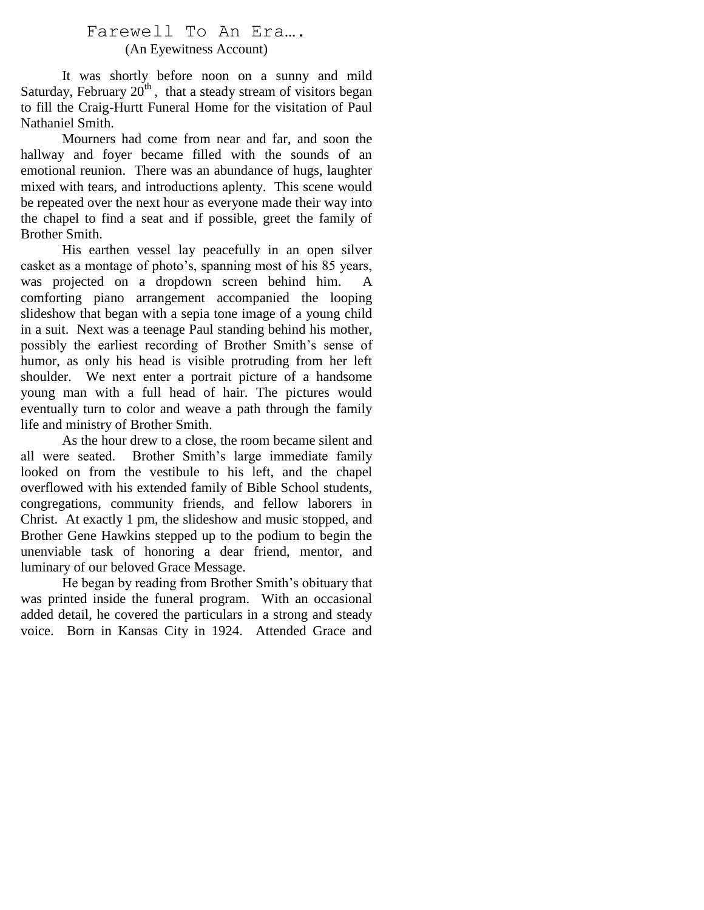# Farewell To An Era….

(An Eyewitness Account)

It was shortly before noon on a sunny and mild Saturday, February 20th, that a steady stream of visitors began to fill the Craig-Hurtt Funeral Home for the visitation of Paul Nathaniel Smith.

Mourners had come from near and far, and soon the hallway and foyer became filled with the sounds of an emotional reunion. There was an abundance of hugs, laughter mixed with tears, and introductions aplenty. This scene would be repeated over the next hour as everyone made their way into the chapel to find a seat and if possible, greet the family of Brother Smith.

His earthen vessel lay peacefully in an open silver casket as a montage of photo's, spanning most of his 85 years, was projected on a dropdown screen behind him. A comforting piano arrangement accompanied the looping slideshow that began with a sepia tone image of a young child in a suit. Next was a teenage Paul standing behind his mother, possibly the earliest recording of Brother Smith's sense of humor, as only his head is visible protruding from her left shoulder. We next enter a portrait picture of a handsome young man with a full head of hair. The pictures would eventually turn to color and weave a path through the family life and ministry of Brother Smith.

As the hour drew to a close, the room became silent and all were seated. Brother Smith's large immediate family looked on from the vestibule to his left, and the chapel overflowed with his extended family of Bible School students, congregations, community friends, and fellow laborers in Christ. At exactly 1 pm, the slideshow and music stopped, and Brother Gene Hawkins stepped up to the podium to begin the unenviable task of honoring a dear friend, mentor, and luminary of our beloved Grace Message.

He began by reading from Brother Smith's obituary that was printed inside the funeral program. With an occasional added detail, he covered the particulars in a strong and steady voice. Born in Kansas City in 1924. Attended Grace and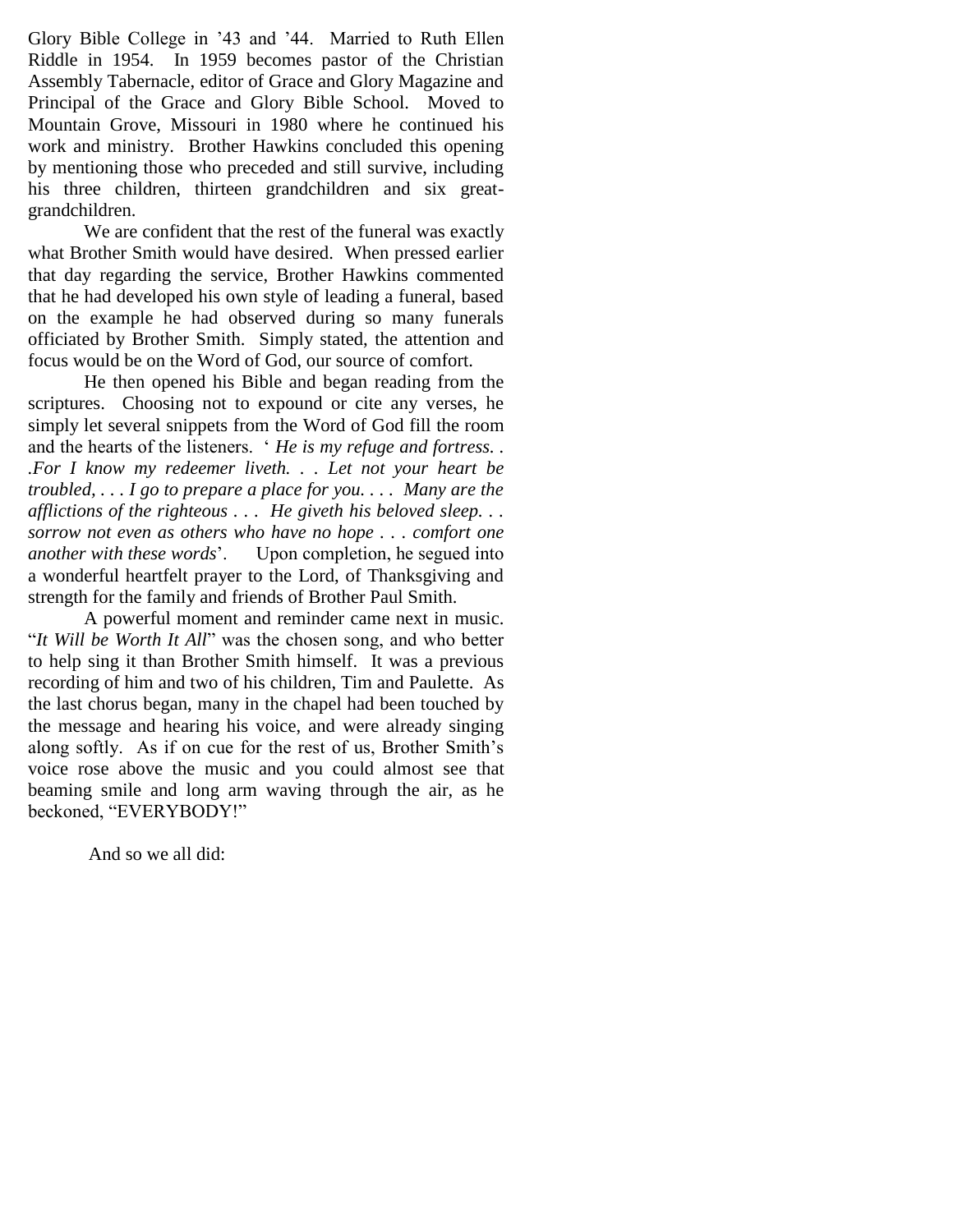Glory Bible College in '43 and '44. Married to Ruth Ellen Riddle in 1954. In 1959 becomes pastor of the Christian Assembly Tabernacle, editor of Grace and Glory Magazine and Principal of the Grace and Glory Bible School. Moved to Mountain Grove, Missouri in 1980 where he continued his work and ministry. Brother Hawkins concluded this opening by mentioning those who preceded and still survive, including his three children, thirteen grandchildren and six great-grandchildren.

We are confident that the rest of the funeral was exactly what Brother Smith would have desired. When pressed earlier that day regarding the service, Brother Hawkins commented that he had developed his own style of leading a funeral, based on the example he had observed during so many funerals officiated by Brother Smith. Simply stated, the attention and focus would be on the Word of God, our source of comfort.

He then opened his Bible and began reading from the scriptures. Choosing not to expound or cite any verses, he simply let several snippets from the Word of God fill the room and the hearts of the listeners. ' *He is my refuge and fortress. . .For I know my redeemer liveth. . . Let not your heart be troubled, . . . I go to prepare a place for you. . . . Many are the afflictions of the righteous . . . He giveth his beloved sleep. . . sorrow not even as others who have no hope . . . comfort one another with these words*'. Upon completion, he segued into a wonderful heartfelt prayer to the Lord, of Thanksgiving and strength for the family and friends of Brother Paul Smith.

A powerful moment and reminder came next in music. "*It Will be Worth It All*" was the chosen song, and who better to help sing it than Brother Smith himself. It was a previous recording of him and two of his children, Tim and Paulette. As the last chorus began, many in the chapel had been touched by the message and hearing his voice, and were already singing along softly. As if on cue for the rest of us, Brother Smith's voice rose above the music and you could almost see that beaming smile and long arm waving through the air, as he beckoned, "EVERYBODY!"

And so we all did: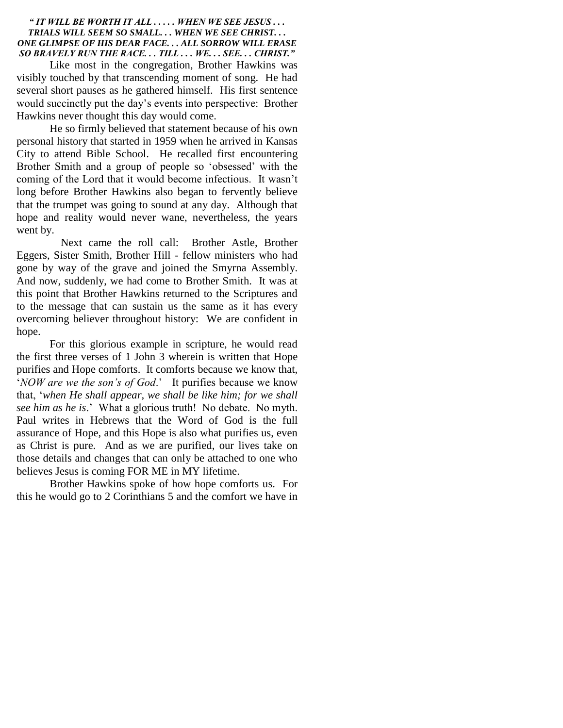***" IT WILL BE WORTH IT ALL . . . . . WHEN WE SEE JESUS . . . TRIALS WILL SEEM SO SMALL. . . WHEN WE SEE CHRIST. . . ONE GLIMPSE OF HIS DEAR FACE. . . ALL SORROW WILL ERASE SO BRAVELY RUN THE RACE. . . TILL . . . WE. . . SEE. . . CHRIST."***

Like most in the congregation, Brother Hawkins was visibly touched by that transcending moment of song. He had several short pauses as he gathered himself. His first sentence would succinctly put the day's events into perspective: Brother Hawkins never thought this day would come.

He so firmly believed that statement because of his own personal history that started in 1959 when he arrived in Kansas City to attend Bible School. He recalled first encountering Brother Smith and a group of people so 'obsessed' with the coming of the Lord that it would become infectious. It wasn't long before Brother Hawkins also began to fervently believe that the trumpet was going to sound at any day. Although that hope and reality would never wane, nevertheless, the years went by.

Next came the roll call: Brother Astle, Brother Eggers, Sister Smith, Brother Hill - fellow ministers who had gone by way of the grave and joined the Smyrna Assembly. And now, suddenly, we had come to Brother Smith. It was at this point that Brother Hawkins returned to the Scriptures and to the message that can sustain us the same as it has every overcoming believer throughout history: We are confident in hope.

For this glorious example in scripture, he would read the first three verses of 1 John 3 wherein is written that Hope purifies and Hope comforts. It comforts because we know that, '*NOW are we the son's of God*.' It purifies because we know that, '*when He shall appear, we shall be like him; for we shall see him as he is*.' What a glorious truth! No debate. No myth. Paul writes in Hebrews that the Word of God is the full assurance of Hope, and this Hope is also what purifies us, even as Christ is pure. And as we are purified, our lives take on those details and changes that can only be attached to one who believes Jesus is coming FOR ME in MY lifetime.

Brother Hawkins spoke of how hope comforts us. For this he would go to 2 Corinthians 5 and the comfort we have in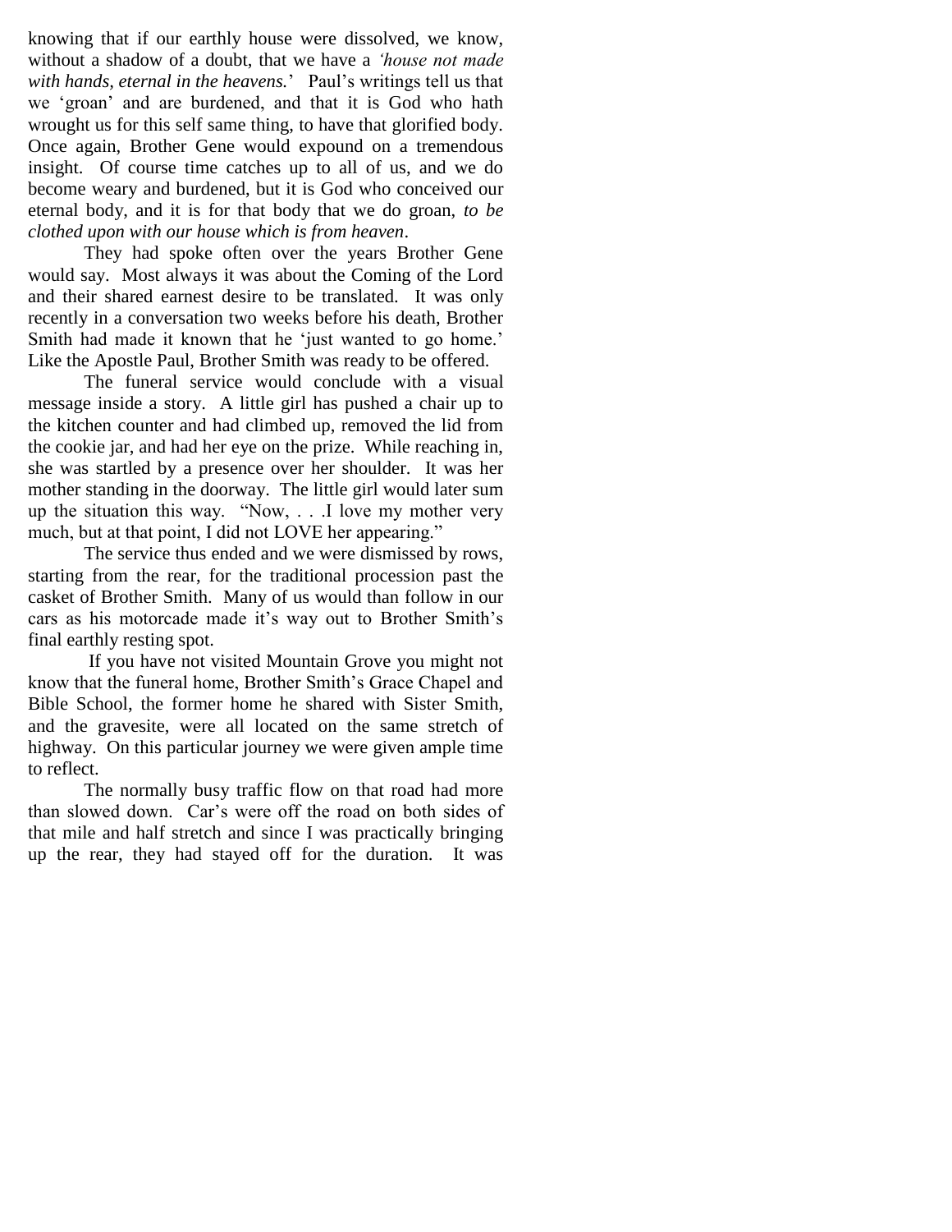knowing that if our earthly house were dissolved, we know, without a shadow of a doubt, that we have a *'house not made with hands, eternal in the heavens.*' Paul's writings tell us that we 'groan' and are burdened, and that it is God who hath wrought us for this self same thing, to have that glorified body. Once again, Brother Gene would expound on a tremendous insight. Of course time catches up to all of us, and we do become weary and burdened, but it is God who conceived our eternal body, and it is for that body that we do groan, *to be clothed upon with our house which is from heaven*.

They had spoke often over the years Brother Gene would say. Most always it was about the Coming of the Lord and their shared earnest desire to be translated. It was only recently in a conversation two weeks before his death, Brother Smith had made it known that he 'just wanted to go home.' Like the Apostle Paul, Brother Smith was ready to be offered.

The funeral service would conclude with a visual message inside a story. A little girl has pushed a chair up to the kitchen counter and had climbed up, removed the lid from the cookie jar, and had her eye on the prize. While reaching in, she was startled by a presence over her shoulder. It was her mother standing in the doorway. The little girl would later sum up the situation this way. "Now, . . .I love my mother very much, but at that point, I did not LOVE her appearing."

The service thus ended and we were dismissed by rows, starting from the rear, for the traditional procession past the casket of Brother Smith. Many of us would than follow in our cars as his motorcade made it's way out to Brother Smith's final earthly resting spot.

If you have not visited Mountain Grove you might not know that the funeral home, Brother Smith's Grace Chapel and Bible School, the former home he shared with Sister Smith, and the gravesite, were all located on the same stretch of highway. On this particular journey we were given ample time to reflect.

The normally busy traffic flow on that road had more than slowed down. Car's were off the road on both sides of that mile and half stretch and since I was practically bringing up the rear, they had stayed off for the duration. It was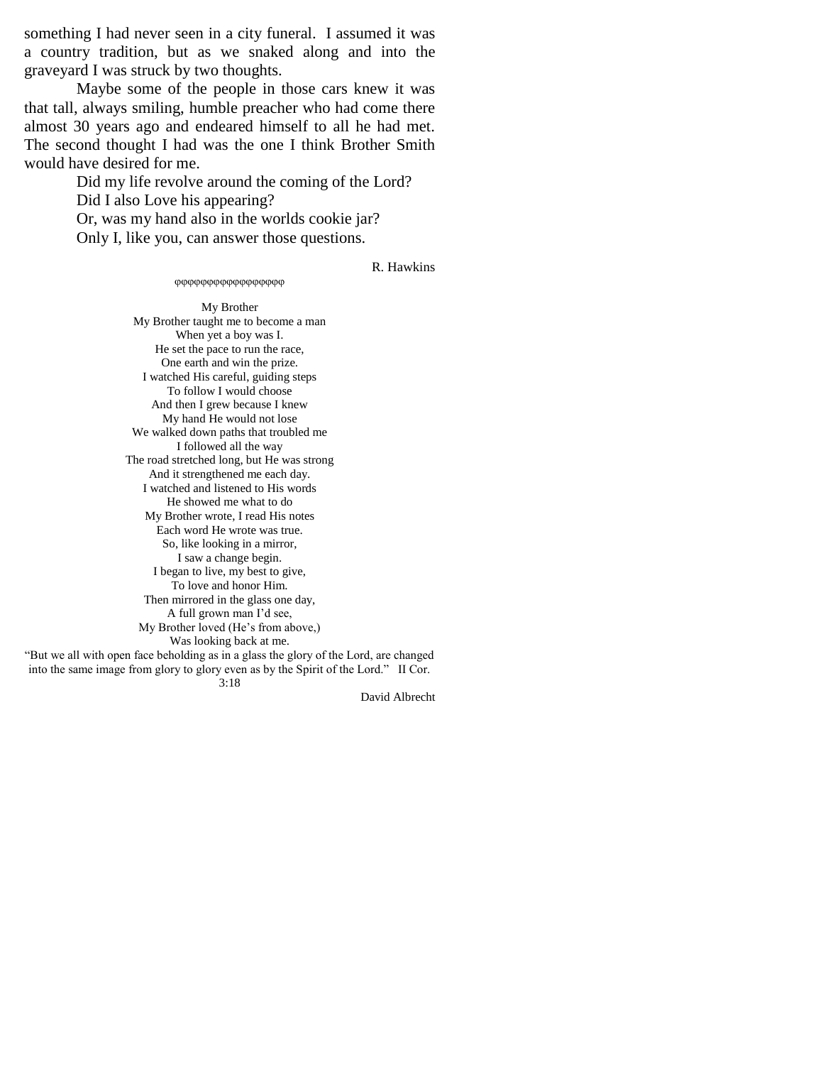something I had never seen in a city funeral. I assumed it was a country tradition, but as we snaked along and into the graveyard I was struck by two thoughts.

Maybe some of the people in those cars knew it was that tall, always smiling, humble preacher who had come there almost 30 years ago and endeared himself to all he had met. The second thought I had was the one I think Brother Smith would have desired for me.

Did my life revolve around the coming of the Lord?
Did I also Love his appearing?
Or, was my hand also in the worlds cookie jar?
Only I, like you, can answer those questions.

R. Hawkins

φφφφφφφφφφφφφφφφ

My Brother

My Brother taught me to become a man
When yet a boy was I.
He set the pace to run the race,
One earth and win the prize.
I watched His careful, guiding steps
To follow I would choose
And then I grew because I knew
My hand He would not lose
We walked down paths that troubled me
I followed all the way
The road stretched long, but He was strong
And it strengthened me each day.
I watched and listened to His words
He showed me what to do
My Brother wrote, I read His notes
Each word He wrote was true.
So, like looking in a mirror,
I saw a change begin.
I began to live, my best to give,
To love and honor Him.
Then mirrored in the glass one day,
A full grown man I'd see,
My Brother loved (He's from above,)
Was looking back at me.

"But we all with open face beholding as in a glass the glory of the Lord, are changed into the same image from glory to glory even as by the Spirit of the Lord." II Cor. 3:18

David Albrecht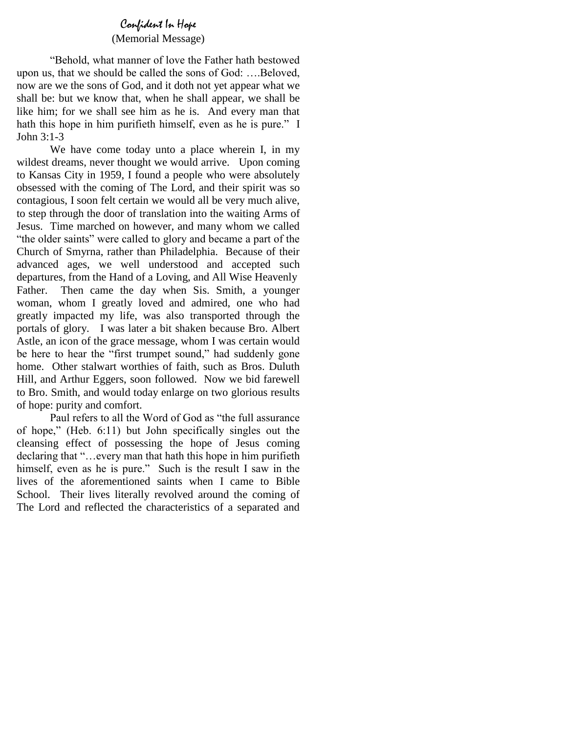## Confident In Hope
(Memorial Message)

"Behold, what manner of love the Father hath bestowed upon us, that we should be called the sons of God: ….Beloved, now are we the sons of God, and it doth not yet appear what we shall be: but we know that, when he shall appear, we shall be like him; for we shall see him as he is. And every man that hath this hope in him purifieth himself, even as he is pure." I John 3:1-3

We have come today unto a place wherein I, in my wildest dreams, never thought we would arrive. Upon coming to Kansas City in 1959, I found a people who were absolutely obsessed with the coming of The Lord, and their spirit was so contagious, I soon felt certain we would all be very much alive, to step through the door of translation into the waiting Arms of Jesus. Time marched on however, and many whom we called "the older saints" were called to glory and became a part of the Church of Smyrna, rather than Philadelphia. Because of their advanced ages, we well understood and accepted such departures, from the Hand of a Loving, and All Wise Heavenly Father. Then came the day when Sis. Smith, a younger woman, whom I greatly loved and admired, one who had greatly impacted my life, was also transported through the portals of glory. I was later a bit shaken because Bro. Albert Astle, an icon of the grace message, whom I was certain would be here to hear the "first trumpet sound," had suddenly gone home. Other stalwart worthies of faith, such as Bros. Duluth Hill, and Arthur Eggers, soon followed. Now we bid farewell to Bro. Smith, and would today enlarge on two glorious results of hope: purity and comfort.

Paul refers to all the Word of God as "the full assurance of hope," (Heb. 6:11) but John specifically singles out the cleansing effect of possessing the hope of Jesus coming declaring that "…every man that hath this hope in him purifieth himself, even as he is pure." Such is the result I saw in the lives of the aforementioned saints when I came to Bible School. Their lives literally revolved around the coming of The Lord and reflected the characteristics of a separated and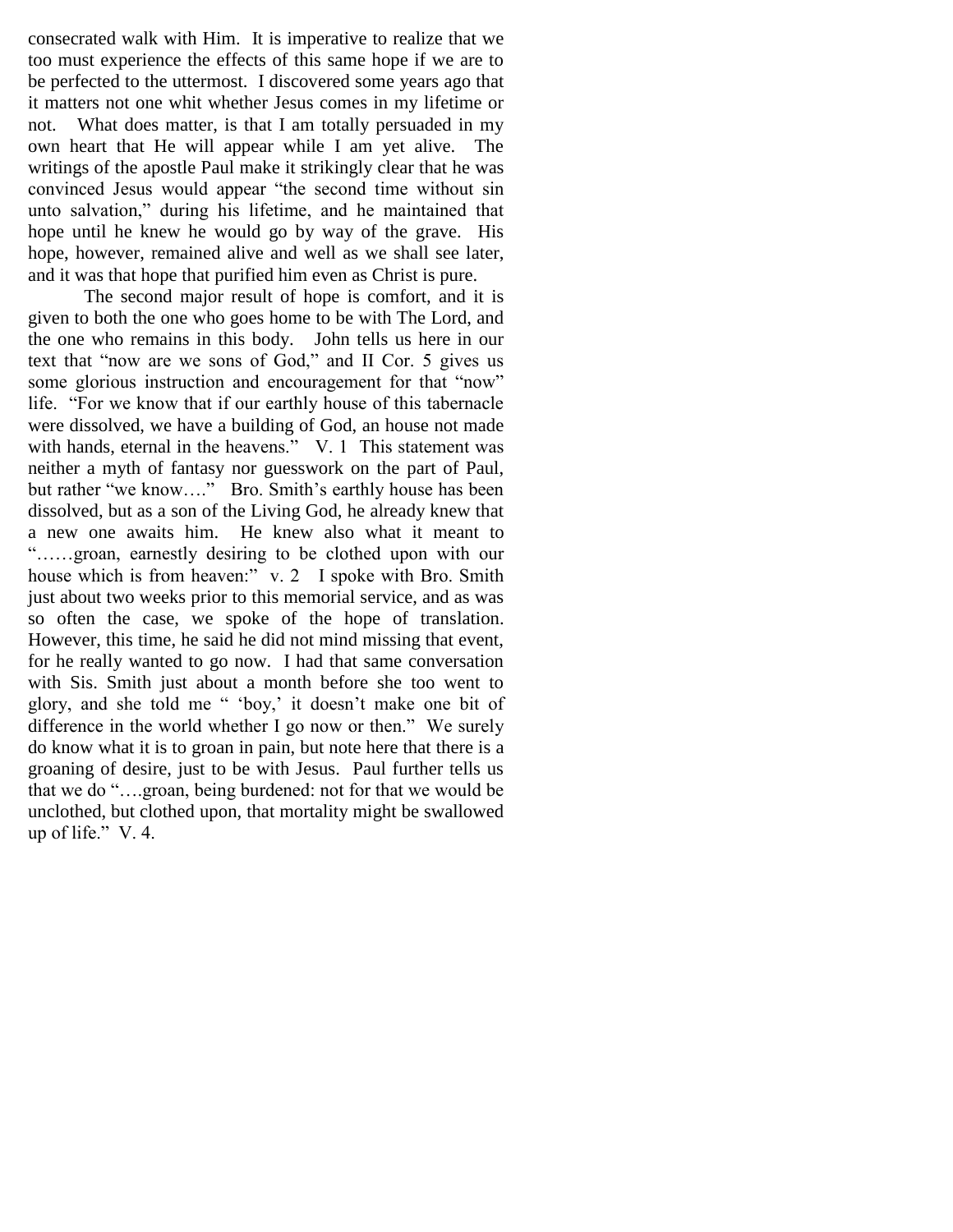consecrated walk with Him. It is imperative to realize that we too must experience the effects of this same hope if we are to be perfected to the uttermost. I discovered some years ago that it matters not one whit whether Jesus comes in my lifetime or not. What does matter, is that I am totally persuaded in my own heart that He will appear while I am yet alive. The writings of the apostle Paul make it strikingly clear that he was convinced Jesus would appear "the second time without sin unto salvation," during his lifetime, and he maintained that hope until he knew he would go by way of the grave. His hope, however, remained alive and well as we shall see later, and it was that hope that purified him even as Christ is pure.

The second major result of hope is comfort, and it is given to both the one who goes home to be with The Lord, and the one who remains in this body. John tells us here in our text that "now are we sons of God," and II Cor. 5 gives us some glorious instruction and encouragement for that "now" life. "For we know that if our earthly house of this tabernacle were dissolved, we have a building of God, an house not made with hands, eternal in the heavens." V. 1 This statement was neither a myth of fantasy nor guesswork on the part of Paul, but rather "we know…." Bro. Smith's earthly house has been dissolved, but as a son of the Living God, he already knew that a new one awaits him. He knew also what it meant to "……groan, earnestly desiring to be clothed upon with our house which is from heaven:" v. 2 I spoke with Bro. Smith just about two weeks prior to this memorial service, and as was so often the case, we spoke of the hope of translation. However, this time, he said he did not mind missing that event, for he really wanted to go now. I had that same conversation with Sis. Smith just about a month before she too went to glory, and she told me " 'boy,' it doesn't make one bit of difference in the world whether I go now or then." We surely do know what it is to groan in pain, but note here that there is a groaning of desire, just to be with Jesus. Paul further tells us that we do "….groan, being burdened: not for that we would be unclothed, but clothed upon, that mortality might be swallowed up of life." V. 4.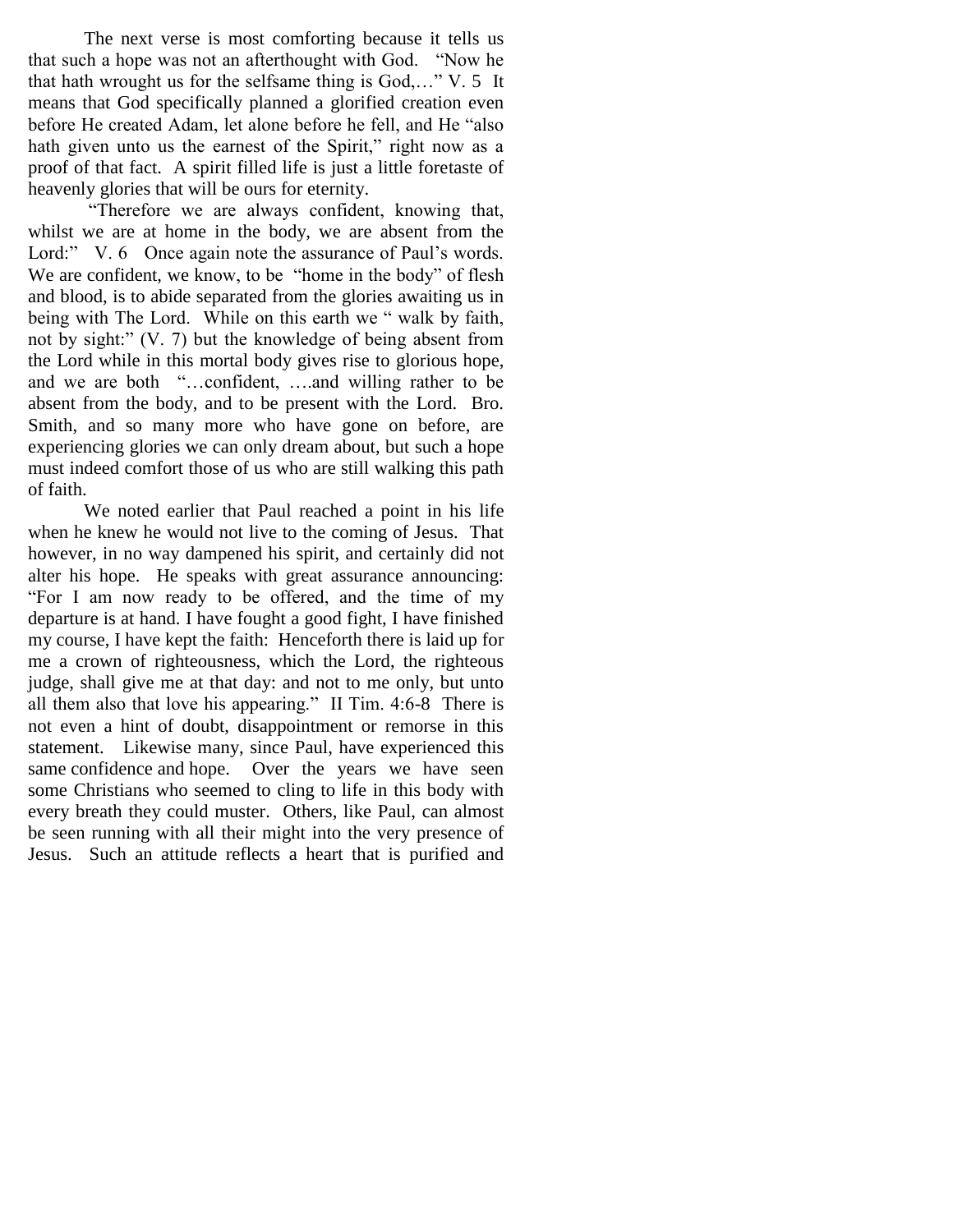The next verse is most comforting because it tells us that such a hope was not an afterthought with God. "Now he that hath wrought us for the selfsame thing is God,…" V. 5 It means that God specifically planned a glorified creation even before He created Adam, let alone before he fell, and He "also hath given unto us the earnest of the Spirit," right now as a proof of that fact. A spirit filled life is just a little foretaste of heavenly glories that will be ours for eternity.

"Therefore we are always confident, knowing that, whilst we are at home in the body, we are absent from the Lord:" V. 6 Once again note the assurance of Paul's words. We are confident, we know, to be "home in the body" of flesh and blood, is to abide separated from the glories awaiting us in being with The Lord. While on this earth we " walk by faith, not by sight:" (V. 7) but the knowledge of being absent from the Lord while in this mortal body gives rise to glorious hope, and we are both "…confident, ….and willing rather to be absent from the body, and to be present with the Lord. Bro. Smith, and so many more who have gone on before, are experiencing glories we can only dream about, but such a hope must indeed comfort those of us who are still walking this path of faith.

We noted earlier that Paul reached a point in his life when he knew he would not live to the coming of Jesus. That however, in no way dampened his spirit, and certainly did not alter his hope. He speaks with great assurance announcing: "For I am now ready to be offered, and the time of my departure is at hand. I have fought a good fight, I have finished my course, I have kept the faith: Henceforth there is laid up for me a crown of righteousness, which the Lord, the righteous judge, shall give me at that day: and not to me only, but unto all them also that love his appearing." II Tim. 4:6-8 There is not even a hint of doubt, disappointment or remorse in this statement. Likewise many, since Paul, have experienced this same confidence and hope. Over the years we have seen some Christians who seemed to cling to life in this body with every breath they could muster. Others, like Paul, can almost be seen running with all their might into the very presence of Jesus. Such an attitude reflects a heart that is purified and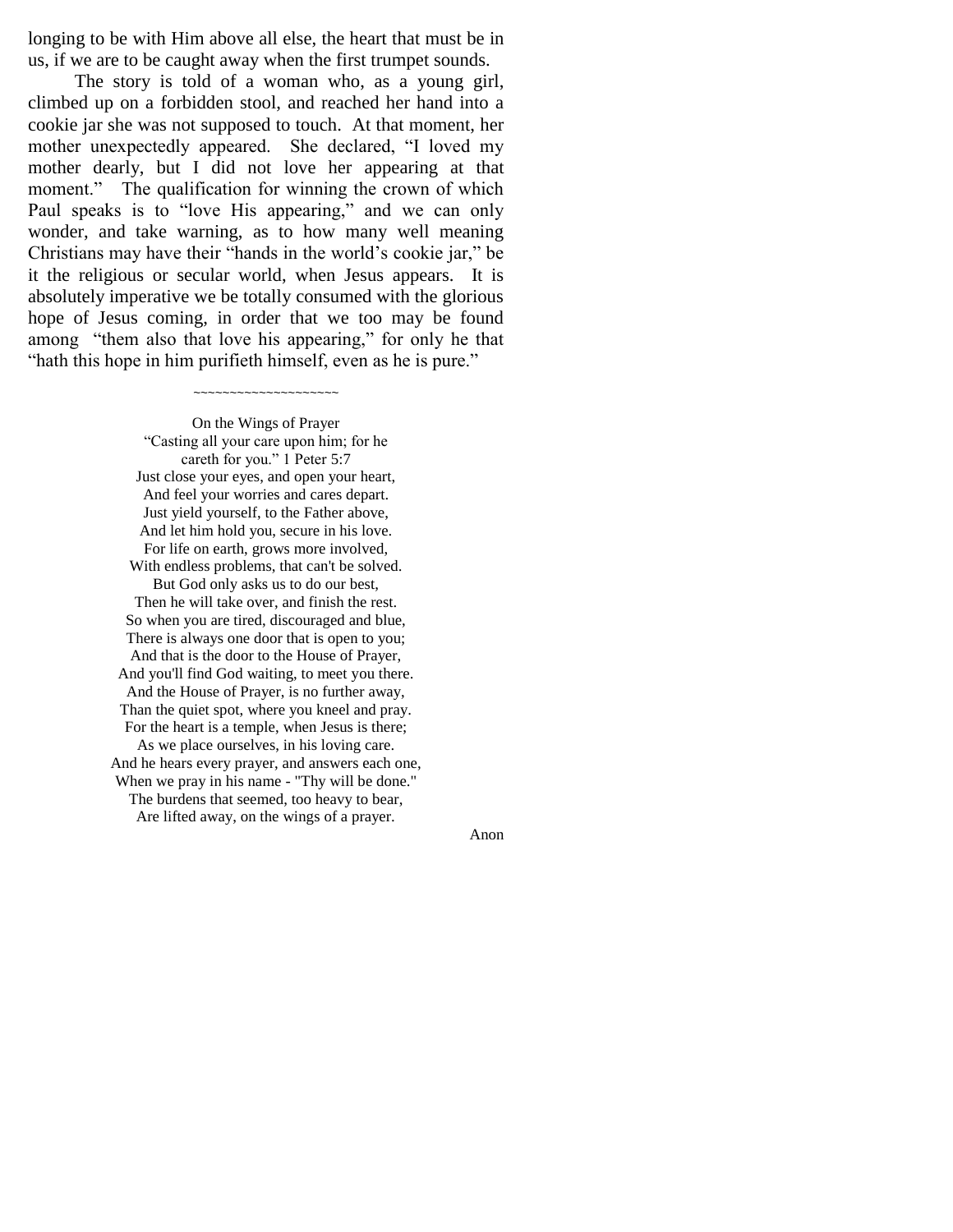longing to be with Him above all else, the heart that must be in us, if we are to be caught away when the first trumpet sounds.

The story is told of a woman who, as a young girl, climbed up on a forbidden stool, and reached her hand into a cookie jar she was not supposed to touch. At that moment, her mother unexpectedly appeared. She declared, "I loved my mother dearly, but I did not love her appearing at that moment." The qualification for winning the crown of which Paul speaks is to "love His appearing," and we can only wonder, and take warning, as to how many well meaning Christians may have their "hands in the world's cookie jar," be it the religious or secular world, when Jesus appears. It is absolutely imperative we be totally consumed with the glorious hope of Jesus coming, in order that we too may be found among "them also that love his appearing," for only he that "hath this hope in him purifieth himself, even as he is pure."

~~~~~~~~~~~~~~~~~~~

On the Wings of Prayer

"Casting all your care upon him; for he careth for you." 1 Peter 5:7

Just close your eyes, and open your heart,
And feel your worries and cares depart.
Just yield yourself, to the Father above,
And let him hold you, secure in his love.
For life on earth, grows more involved,
With endless problems, that can't be solved.
But God only asks us to do our best,
Then he will take over, and finish the rest.
So when you are tired, discouraged and blue,
There is always one door that is open to you;
And that is the door to the House of Prayer,
And you'll find God waiting, to meet you there.
And the House of Prayer, is no further away,
Than the quiet spot, where you kneel and pray.
For the heart is a temple, when Jesus is there;
As we place ourselves, in his loving care.
And he hears every prayer, and answers each one,
When we pray in his name - "Thy will be done."
The burdens that seemed, too heavy to bear,
Are lifted away, on the wings of a prayer.

Anon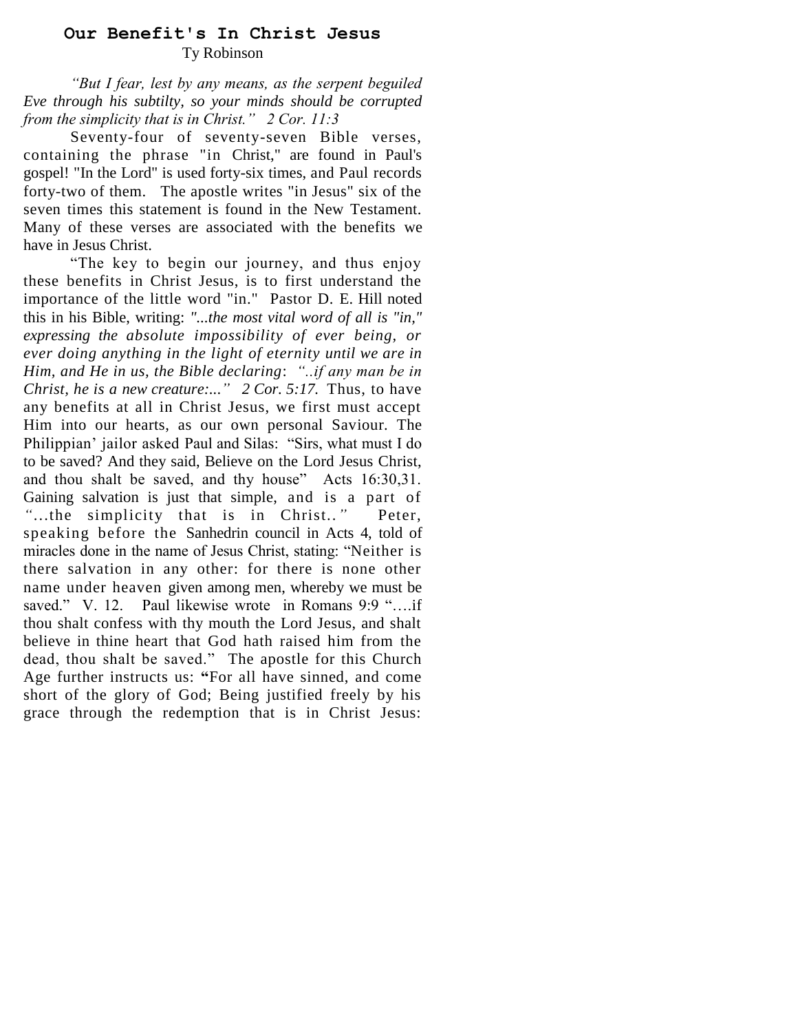## Our Benefit's In Christ Jesus

Ty Robinson

*"But I fear, lest by any means, as the serpent beguiled Eve through his subtilty, so your minds should be corrupted from the simplicity that is in Christ." 2 Cor. 11:3*

Seventy-four of seventy-seven Bible verses, containing the phrase "in Christ," are found in Paul's gospel! "In the Lord" is used forty-six times, and Paul records forty-two of them. The apostle writes "in Jesus" six of the seven times this statement is found in the New Testament. Many of these verses are associated with the benefits we have in Jesus Christ.

"The key to begin our journey, and thus enjoy these benefits in Christ Jesus, is to first understand the importance of the little word "in." Pastor D. E. Hill noted this in his Bible, writing: *"...the most vital word of all is "in," expressing the absolute impossibility of ever being, or ever doing anything in the light of eternity until we are in Him, and He in us, the Bible declaring*: *"..if any man be in Christ, he is a new creature:..." 2 Cor. 5:17.* Thus, to have any benefits at all in Christ Jesus, we first must accept Him into our hearts, as our own personal Saviour. The Philippian' jailor asked Paul and Silas: "Sirs, what must I do to be saved? And they said, Believe on the Lord Jesus Christ, and thou shalt be saved, and thy house" Acts 16:30,31. Gaining salvation is just that simple, and is a part of *"...the simplicity that is in Christ.."* Peter, speaking before the Sanhedrin council in Acts 4, told of miracles done in the name of Jesus Christ, stating: "Neither is there salvation in any other: for there is none other name under heaven given among men, whereby we must be saved." V. 12. Paul likewise wrote in Romans 9:9 "….if thou shalt confess with thy mouth the Lord Jesus, and shalt believe in thine heart that God hath raised him from the dead, thou shalt be saved." The apostle for this Church Age further instructs us: **"**For all have sinned, and come short of the glory of God; Being justified freely by his grace through the redemption that is in Christ Jesus: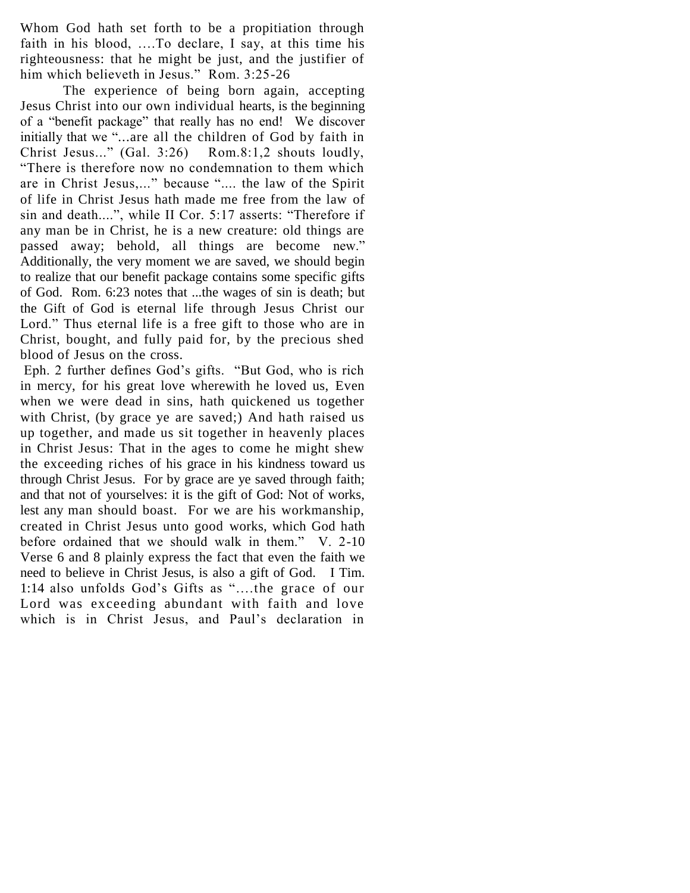Whom God hath set forth to be a propitiation through faith in his blood, ….To declare, I say, at this time his righteousness: that he might be just, and the justifier of him which believeth in Jesus." Rom. 3:25-26

The experience of being born again, accepting Jesus Christ into our own individual hearts, is the beginning of a "benefit package" that really has no end! We discover initially that we "...are all the children of God by faith in Christ Jesus..." (Gal. 3:26) Rom.8:1,2 shouts loudly, "There is therefore now no condemnation to them which are in Christ Jesus,..." because ".... the law of the Spirit of life in Christ Jesus hath made me free from the law of sin and death....", while II Cor. 5:17 asserts: "Therefore if any man be in Christ, he is a new creature: old things are passed away; behold, all things are become new." Additionally, the very moment we are saved, we should begin to realize that our benefit package contains some specific gifts of God. Rom. 6:23 notes that ...the wages of sin is death; but the Gift of God is eternal life through Jesus Christ our Lord." Thus eternal life is a free gift to those who are in Christ, bought, and fully paid for, by the precious shed blood of Jesus on the cross.

Eph. 2 further defines God's gifts. "But God, who is rich in mercy, for his great love wherewith he loved us, Even when we were dead in sins, hath quickened us together with Christ, (by grace ye are saved;) And hath raised us up together, and made us sit together in heavenly places in Christ Jesus: That in the ages to come he might shew the exceeding riches of his grace in his kindness toward us through Christ Jesus. For by grace are ye saved through faith; and that not of yourselves: it is the gift of God: Not of works, lest any man should boast. For we are his workmanship, created in Christ Jesus unto good works, which God hath before ordained that we should walk in them." V. 2-10 Verse 6 and 8 plainly express the fact that even the faith we need to believe in Christ Jesus, is also a gift of God. I Tim. 1:14 also unfolds God's Gifts as "….the grace of our Lord was exceeding abundant with faith and love which is in Christ Jesus, and Paul's declaration in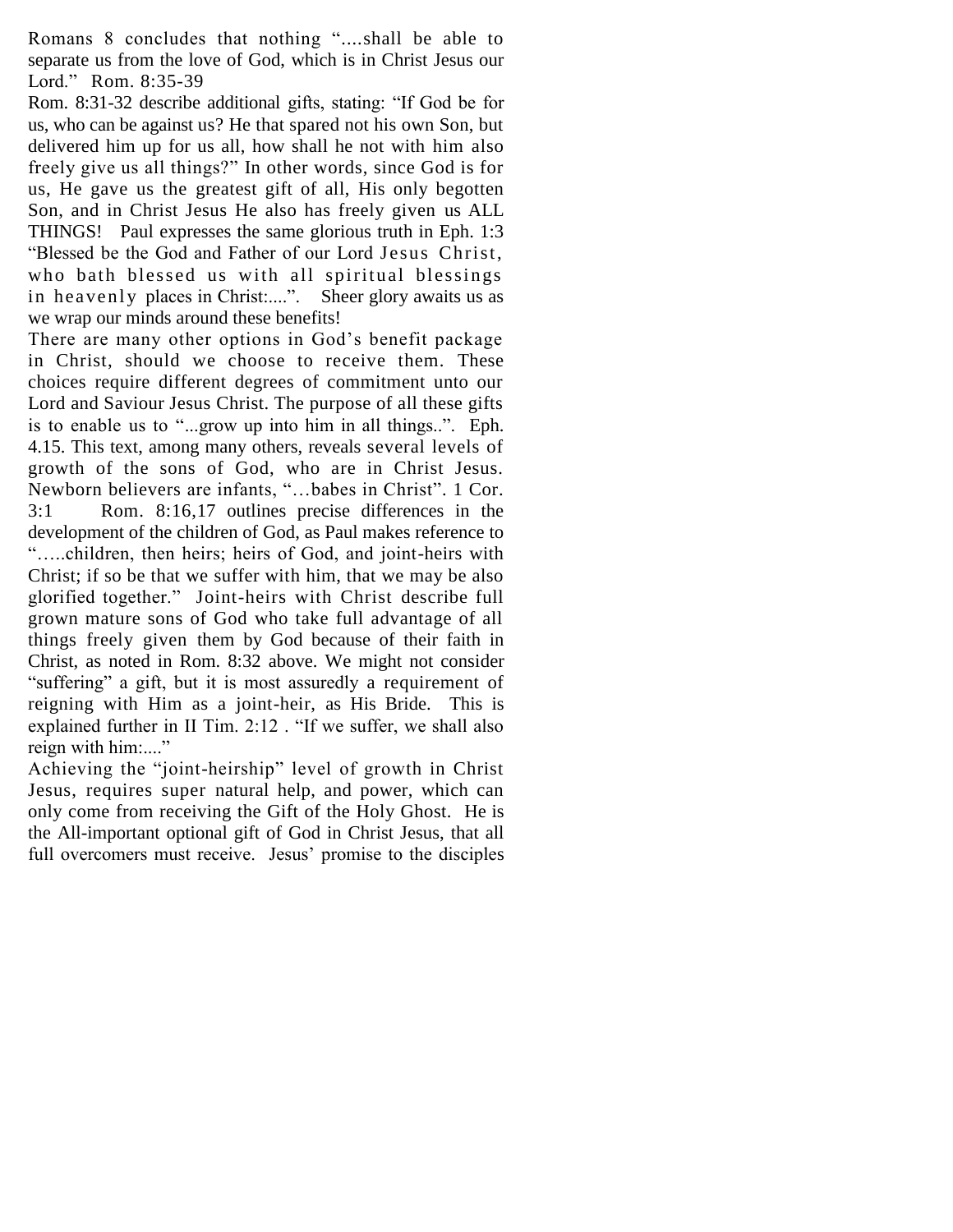Romans 8 concludes that nothing "....shall be able to separate us from the love of God, which is in Christ Jesus our Lord." Rom. 8:35-39

Rom. 8:31-32 describe additional gifts, stating: "If God be for us, who can be against us? He that spared not his own Son, but delivered him up for us all, how shall he not with him also freely give us all things?" In other words, since God is for us, He gave us the greatest gift of all, His only begotten Son, and in Christ Jesus He also has freely given us ALL THINGS! Paul expresses the same glorious truth in Eph. 1:3 "Blessed be the God and Father of our Lord Jesus Christ, who bath blessed us with all spiritual blessings in heavenly places in Christ:....". Sheer glory awaits us as we wrap our minds around these benefits!

There are many other options in God's benefit package in Christ, should we choose to receive them. These choices require different degrees of commitment unto our Lord and Saviour Jesus Christ. The purpose of all these gifts is to enable us to "...grow up into him in all things..". Eph. 4.15. This text, among many others, reveals several levels of growth of the sons of God, who are in Christ Jesus. Newborn believers are infants, "…babes in Christ". 1 Cor. 3:1 Rom. 8:16,17 outlines precise differences in the development of the children of God, as Paul makes reference to "…..children, then heirs; heirs of God, and joint-heirs with Christ; if so be that we suffer with him, that we may be also glorified together." Joint-heirs with Christ describe full grown mature sons of God who take full advantage of all things freely given them by God because of their faith in Christ, as noted in Rom. 8:32 above. We might not consider "suffering" a gift, but it is most assuredly a requirement of reigning with Him as a joint-heir, as His Bride. This is explained further in II Tim. 2:12 . "If we suffer, we shall also reign with him:...."

Achieving the "joint-heirship" level of growth in Christ Jesus, requires super natural help, and power, which can only come from receiving the Gift of the Holy Ghost. He is the All-important optional gift of God in Christ Jesus, that all full overcomers must receive. Jesus' promise to the disciples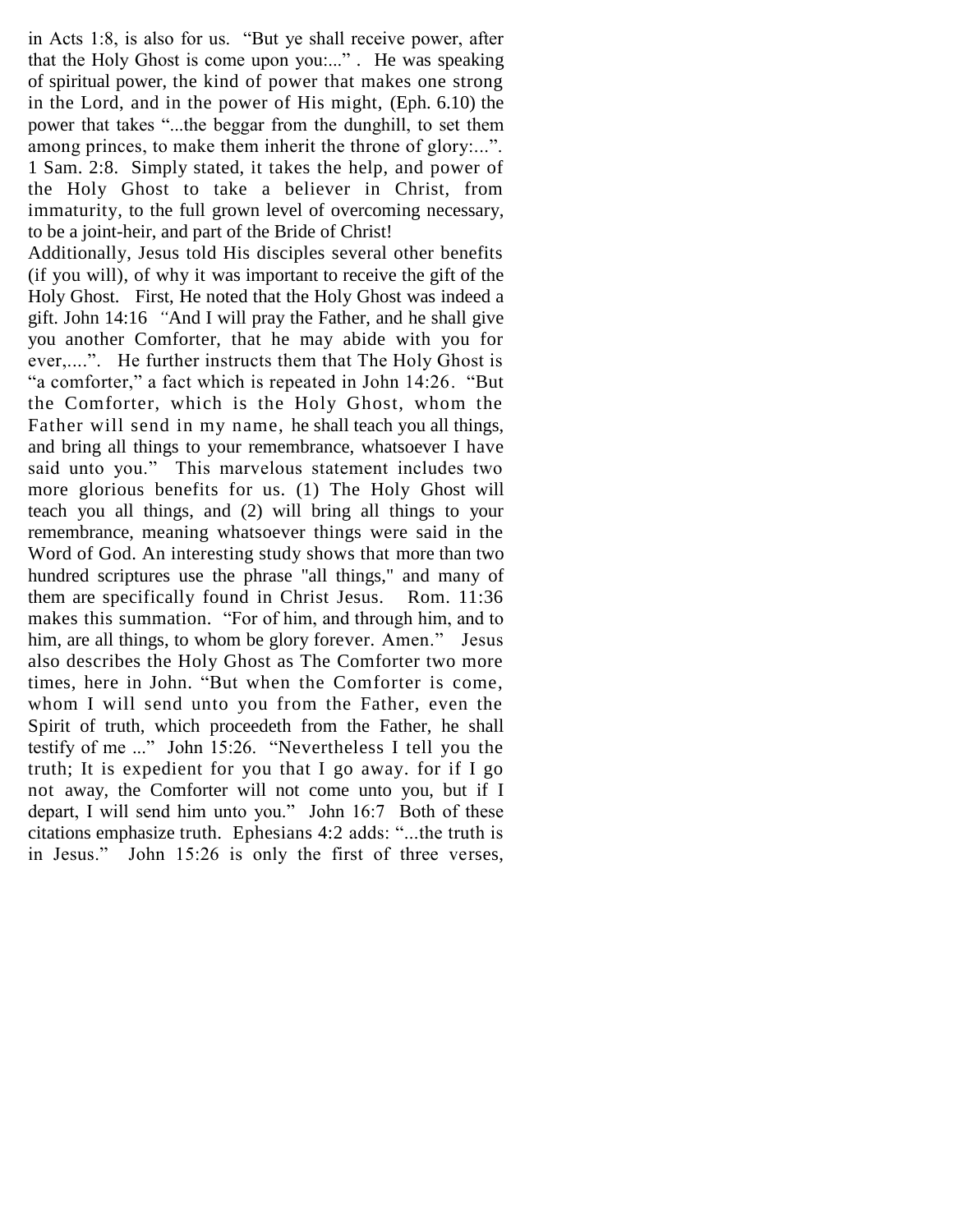in Acts 1:8, is also for us. "But ye shall receive power, after that the Holy Ghost is come upon you:..." . He was speaking of spiritual power, the kind of power that makes one strong in the Lord, and in the power of His might, (Eph. 6.10) the power that takes "...the beggar from the dunghill, to set them among princes, to make them inherit the throne of glory:...". 1 Sam. 2:8. Simply stated, it takes the help, and power of the Holy Ghost to take a believer in Christ, from immaturity, to the full grown level of overcoming necessary, to be a joint-heir, and part of the Bride of Christ!

Additionally, Jesus told His disciples several other benefits (if you will), of why it was important to receive the gift of the Holy Ghost. First, He noted that the Holy Ghost was indeed a gift. John 14:16 "And I will pray the Father, and he shall give you another Comforter, that he may abide with you for ever,....". He further instructs them that The Holy Ghost is "a comforter," a fact which is repeated in John 14:26. "But the Comforter, which is the Holy Ghost, whom the Father will send in my name, he shall teach you all things, and bring all things to your remembrance, whatsoever I have said unto you." This marvelous statement includes two more glorious benefits for us. (1) The Holy Ghost will teach you all things, and (2) will bring all things to your remembrance, meaning whatsoever things were said in the Word of God. An interesting study shows that more than two hundred scriptures use the phrase "all things," and many of them are specifically found in Christ Jesus. Rom. 11:36 makes this summation. "For of him, and through him, and to him, are all things, to whom be glory forever. Amen." Jesus also describes the Holy Ghost as The Comforter two more times, here in John. "But when the Comforter is come, whom I will send unto you from the Father, even the Spirit of truth, which proceedeth from the Father, he shall testify of me ..." John 15:26. "Nevertheless I tell you the truth; It is expedient for you that I go away. for if I go not away, the Comforter will not come unto you, but if I depart, I will send him unto you." John 16:7 Both of these citations emphasize truth. Ephesians 4:2 adds: "...the truth is in Jesus." John 15:26 is only the first of three verses,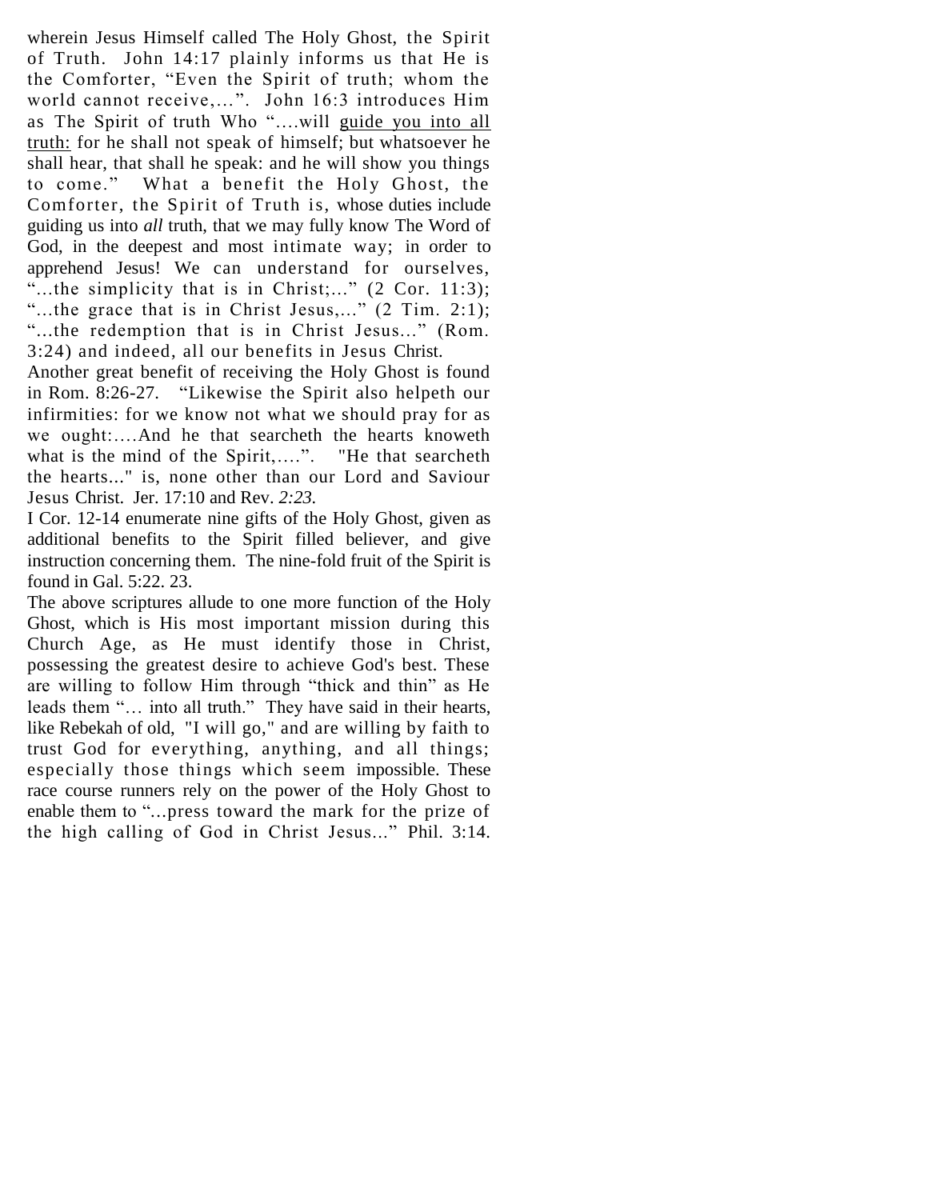wherein Jesus Himself called The Holy Ghost, the Spirit of Truth. John 14:17 plainly informs us that He is the Comforter, "Even the Spirit of truth; whom the world cannot receive,…". John 16:3 introduces Him as The Spirit of truth Who "….will guide you into all truth: for he shall not speak of himself; but whatsoever he shall hear, that shall he speak: and he will show you things to come." What a benefit the Holy Ghost, the Comforter, the Spirit of Truth is, whose duties include guiding us into *all* truth, that we may fully know The Word of God, in the deepest and most intimate way; in order to apprehend Jesus! We can understand for ourselves, "...the simplicity that is in Christ;..." (2 Cor. 11:3); "...the grace that is in Christ Jesus,..." (2 Tim. 2:1); "...the redemption that is in Christ Jesus..." (Rom. 3:24) and indeed, all our benefits in Jesus Christ.

Another great benefit of receiving the Holy Ghost is found in Rom. 8:26-27. "Likewise the Spirit also helpeth our infirmities: for we know not what we should pray for as we ought:….And he that searcheth the hearts knoweth what is the mind of the Spirit,….". "He that searcheth the hearts..." is, none other than our Lord and Saviour Jesus Christ. Jer. 17:10 and Rev. *2:23.*

I Cor. 12-14 enumerate nine gifts of the Holy Ghost, given as additional benefits to the Spirit filled believer, and give instruction concerning them. The nine-fold fruit of the Spirit is found in Gal. 5:22. 23.

The above scriptures allude to one more function of the Holy Ghost, which is His most important mission during this Church Age, as He must identify those in Christ, possessing the greatest desire to achieve God's best. These are willing to follow Him through "thick and thin" as He leads them "… into all truth." They have said in their hearts, like Rebekah of old, "I will go," and are willing by faith to trust God for everything, anything, and all things; especially those things which seem impossible. These race course runners rely on the power of the Holy Ghost to enable them to "...press toward the mark for the prize of the high calling of God in Christ Jesus..." Phil. 3:14.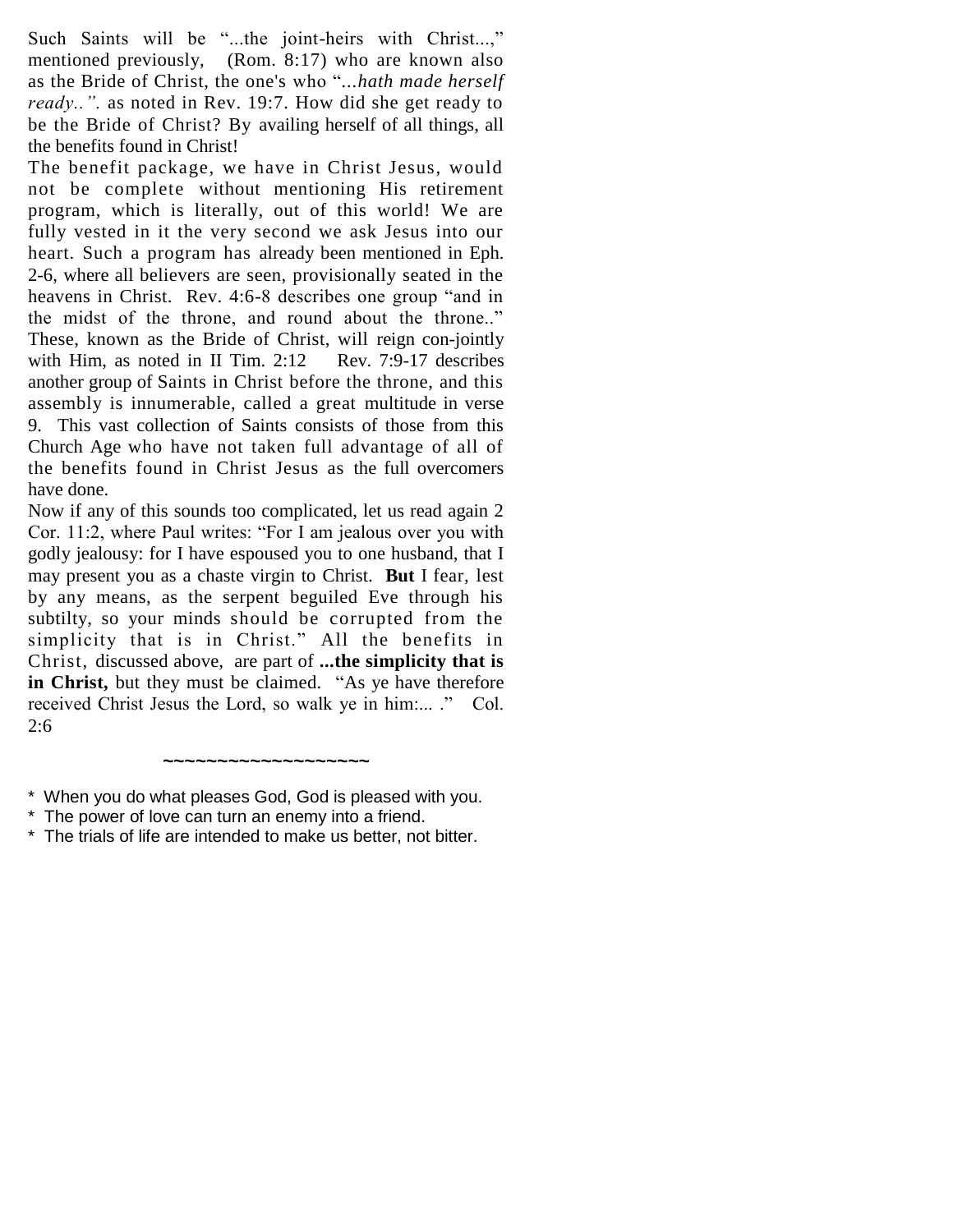Such Saints will be “...the joint-heirs with Christ...,” mentioned previously, (Rom. 8:17) who are known also as the Bride of Christ, the one's who “...*hath made herself ready..”.* as noted in Rev. 19:7. How did she get ready to be the Bride of Christ? By availing herself of all things, all the benefits found in Christ!

The benefit package, we have in Christ Jesus, would not be complete without mentioning His retirement program, which is literally, out of this world! We are fully vested in it the very second we ask Jesus into our heart. Such a program has already been mentioned in Eph. 2-6, where all believers are seen, provisionally seated in the heavens in Christ. Rev. 4:6-8 describes one group “and in the midst of the throne, and round about the throne..” These, known as the Bride of Christ, will reign con-jointly with Him, as noted in II Tim. 2:12 Rev. 7:9-17 describes another group of Saints in Christ before the throne, and this assembly is innumerable, called a great multitude in verse 9. This vast collection of Saints consists of those from this Church Age who have not taken full advantage of all of the benefits found in Christ Jesus as the full overcomers have done.

Now if any of this sounds too complicated, let us read again 2 Cor. 11:2, where Paul writes: “For I am jealous over you with godly jealousy: for I have espoused you to one husband, that I may present you as a chaste virgin to Christ. **But** I fear, lest by any means, as the serpent beguiled Eve through his subtilty, so your minds should be corrupted from the simplicity that is in Christ.” All the benefits in Christ, discussed above, are part of **...the simplicity that is in Christ,** but they must be claimed. “As ye have therefore received Christ Jesus the Lord, so walk ye in him:... .” Col. 2:6

~~~~~~~~~~~~~~~~~~~

* When you do what pleases God, God is pleased with you.
* The power of love can turn an enemy into a friend.
* The trials of life are intended to make us better, not bitter.